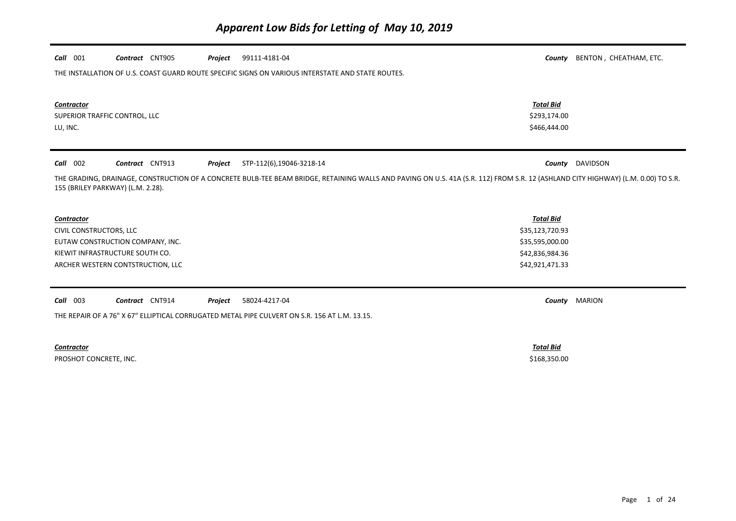# *Apparent Low Bids for Letting of May 10, 2019*

***Call*** 001 ***Contract*** CNT905 ***Project*** 99111-4181-04 ***County*** BENTON , CHEATHAM, ETC.

THE INSTALLATION OF U.S. COAST GUARD ROUTE SPECIFIC SIGNS ON VARIOUS INTERSTATE AND STATE ROUTES.

| ***Contractor*** | ***Total Bid*** |
|---|---|
| SUPERIOR TRAFFIC CONTROL, LLC | $293,174.00 |
| LU, INC. | $466,444.00 |

***Call*** 002 ***Contract*** CNT913 ***Project*** STP-112(6),19046-3218-14 ***County*** DAVIDSON

THE GRADING, DRAINAGE, CONSTRUCTION OF A CONCRETE BULB-TEE BEAM BRIDGE, RETAINING WALLS AND PAVING ON U.S. 41A (S.R. 112) FROM S.R. 12 (ASHLAND CITY HIGHWAY) (L.M. 0.00) TO S.R. 155 (BRILEY PARKWAY) (L.M. 2.28).

| ***Contractor*** | ***Total Bid*** |
|---|---|
| CIVIL CONSTRUCTORS, LLC | $35,123,720.93 |
| EUTAW CONSTRUCTION COMPANY, INC. | $35,595,000.00 |
| KIEWIT INFRASTRUCTURE SOUTH CO. | $42,836,984.36 |
| ARCHER WESTERN CONTSTRUCTION, LLC | $42,921,471.33 |

***Call*** 003 ***Contract*** CNT914 ***Project*** 58024-4217-04 ***County*** MARION

THE REPAIR OF A 76" X 67" ELLIPTICAL CORRUGATED METAL PIPE CULVERT ON S.R. 156 AT L.M. 13.15.

| ***Contractor*** | ***Total Bid*** |
|---|---|
| PROSHOT CONCRETE, INC. | $168,350.00 |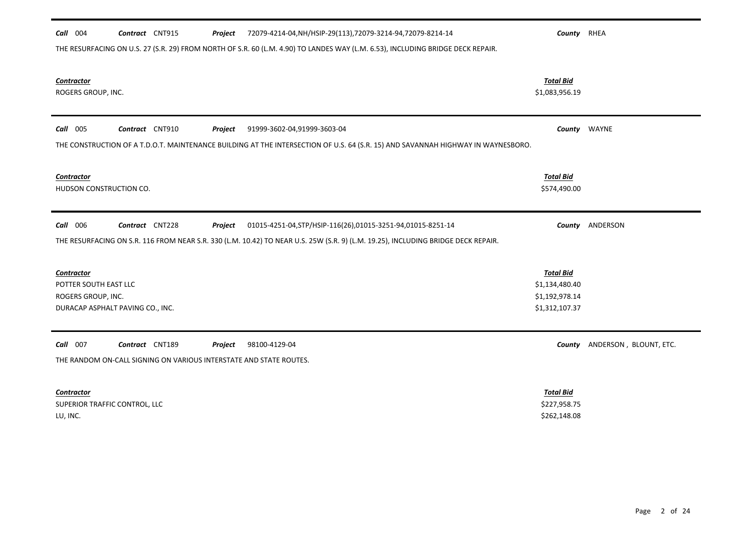**Call** 004 **Contract** CNT915 **Project** 72079-4214-04,NH/HSIP-29(113),72079-3214-94,72079-8214-14 **County** RHEA

THE RESURFACING ON U.S. 27 (S.R. 29) FROM NORTH OF S.R. 60 (L.M. 4.90) TO LANDES WAY (L.M. 6.53), INCLUDING BRIDGE DECK REPAIR.

| *Contractor* | *Total Bid* |
|---|---|
| ROGERS GROUP, INC. | $1,083,956.19 |

---

**Call** 005 **Contract** CNT910 **Project** 91999-3602-04,91999-3603-04 **County** WAYNE

THE CONSTRUCTION OF A T.D.O.T. MAINTENANCE BUILDING AT THE INTERSECTION OF U.S. 64 (S.R. 15) AND SAVANNAH HIGHWAY IN WAYNESBORO.

| *Contractor* | *Total Bid* |
|---|---|
| HUDSON CONSTRUCTION CO. | $574,490.00 |

---

**Call** 006 **Contract** CNT228 **Project** 01015-4251-04,STP/HSIP-116(26),01015-3251-94,01015-8251-14 **County** ANDERSON

THE RESURFACING ON S.R. 116 FROM NEAR S.R. 330 (L.M. 10.42) TO NEAR U.S. 25W (S.R. 9) (L.M. 19.25), INCLUDING BRIDGE DECK REPAIR.

| *Contractor* | *Total Bid* |
|---|---|
| POTTER SOUTH EAST LLC | $1,134,480.40 |
| ROGERS GROUP, INC. | $1,192,978.14 |
| DURACAP ASPHALT PAVING CO., INC. | $1,312,107.37 |

---

**Call** 007 **Contract** CNT189 **Project** 98100-4129-04 **County** ANDERSON , BLOUNT, ETC.

THE RANDOM ON-CALL SIGNING ON VARIOUS INTERSTATE AND STATE ROUTES.

| *Contractor* | *Total Bid* |
|---|---|
| SUPERIOR TRAFFIC CONTROL, LLC | $227,958.75 |
| LU, INC. | $262,148.08 |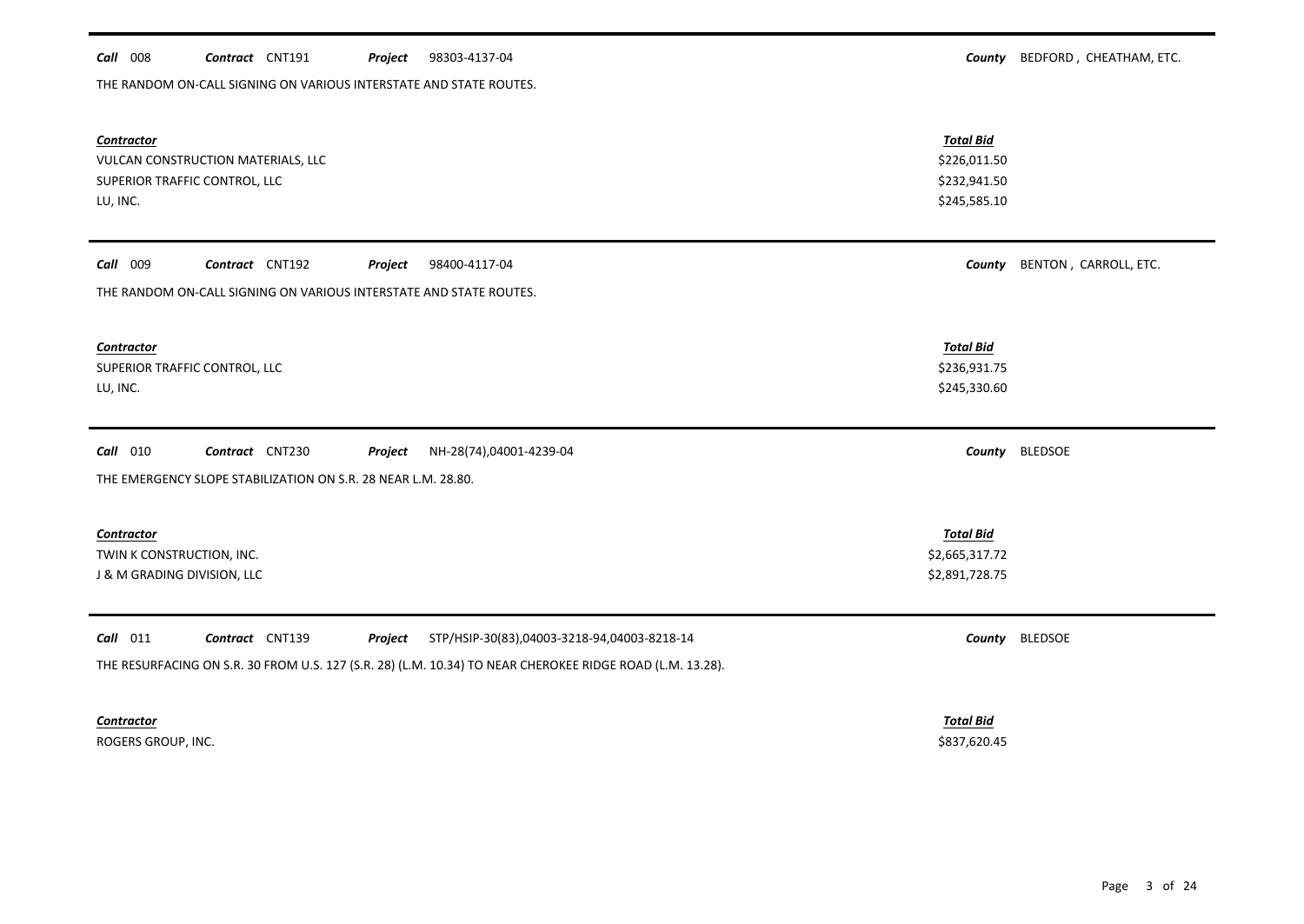**Call** 008 **Contract** CNT191 **Project** 98303-4137-04 **County** BEDFORD , CHEATHAM, ETC.

THE RANDOM ON-CALL SIGNING ON VARIOUS INTERSTATE AND STATE ROUTES.

| Contractor | Total Bid |
|---|---|
| VULCAN CONSTRUCTION MATERIALS, LLC | $226,011.50 |
| SUPERIOR TRAFFIC CONTROL, LLC | $232,941.50 |
| LU, INC. | $245,585.10 |

**Call** 009 **Contract** CNT192 **Project** 98400-4117-04 **County** BENTON , CARROLL, ETC.

THE RANDOM ON-CALL SIGNING ON VARIOUS INTERSTATE AND STATE ROUTES.

| Contractor | Total Bid |
|---|---|
| SUPERIOR TRAFFIC CONTROL, LLC | $236,931.75 |
| LU, INC. | $245,330.60 |

**Call** 010 **Contract** CNT230 **Project** NH-28(74),04001-4239-04 **County** BLEDSOE

THE EMERGENCY SLOPE STABILIZATION ON S.R. 28 NEAR L.M. 28.80.

| Contractor | Total Bid |
|---|---|
| TWIN K CONSTRUCTION, INC. | $2,665,317.72 |
| J & M GRADING DIVISION, LLC | $2,891,728.75 |

**Call** 011 **Contract** CNT139 **Project** STP/HSIP-30(83),04003-3218-94,04003-8218-14 **County** BLEDSOE

THE RESURFACING ON S.R. 30 FROM U.S. 127 (S.R. 28) (L.M. 10.34) TO NEAR CHEROKEE RIDGE ROAD (L.M. 13.28).

| Contractor | Total Bid |
|---|---|
| ROGERS GROUP, INC. | $837,620.45 |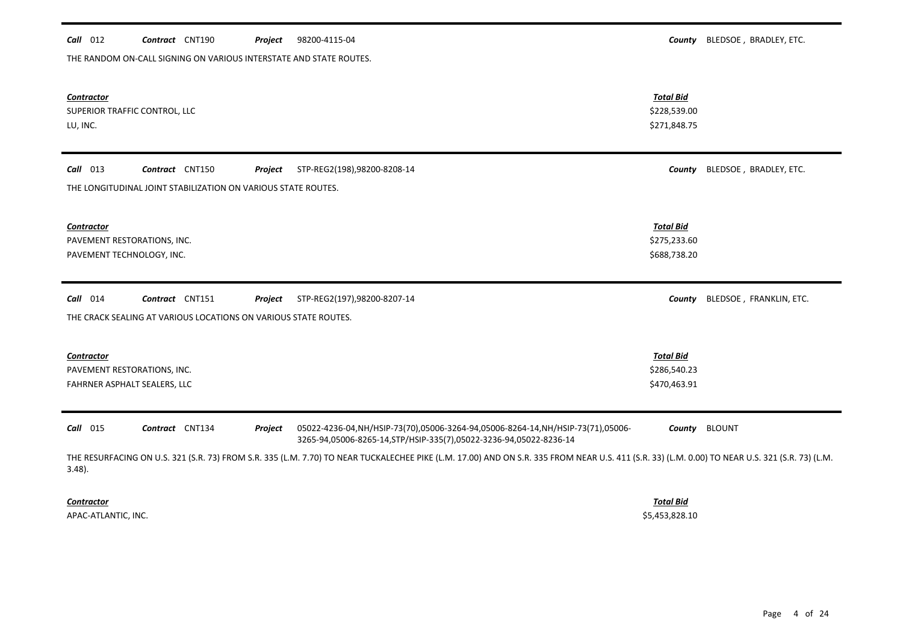**Call** 012 **Contract** CNT190 **Project** 98200-4115-04 **County** BLEDSOE , BRADLEY, ETC.

THE RANDOM ON-CALL SIGNING ON VARIOUS INTERSTATE AND STATE ROUTES.

| Contractor | Total Bid |
|---|---|
| SUPERIOR TRAFFIC CONTROL, LLC | \$228,539.00 |
| LU, INC. | \$271,848.75 |

---

**Call** 013 **Contract** CNT150 **Project** STP-REG2(198),98200-8208-14 **County** BLEDSOE , BRADLEY, ETC.

THE LONGITUDINAL JOINT STABILIZATION ON VARIOUS STATE ROUTES.

| Contractor | Total Bid |
|---|---|
| PAVEMENT RESTORATIONS, INC. | \$275,233.60 |
| PAVEMENT TECHNOLOGY, INC. | \$688,738.20 |

---

**Call** 014 **Contract** CNT151 **Project** STP-REG2(197),98200-8207-14 **County** BLEDSOE , FRANKLIN, ETC.

THE CRACK SEALING AT VARIOUS LOCATIONS ON VARIOUS STATE ROUTES.

| Contractor | Total Bid |
|---|---|
| PAVEMENT RESTORATIONS, INC. | \$286,540.23 |
| FAHRNER ASPHALT SEALERS, LLC | \$470,463.91 |

---

**Call** 015 **Contract** CNT134 **Project** 05022-4236-04,NH/HSIP-73(70),05006-3264-94,05006-8264-14,NH/HSIP-73(71),05006-3265-94,05006-8265-14,STP/HSIP-335(7),05022-3236-94,05022-8236-14 **County** BLOUNT

THE RESURFACING ON U.S. 321 (S.R. 73) FROM S.R. 335 (L.M. 7.70) TO NEAR TUCKALECHEE PIKE (L.M. 17.00) AND ON S.R. 335 FROM NEAR U.S. 411 (S.R. 33) (L.M. 0.00) TO NEAR U.S. 321 (S.R. 73) (L.M. 3.48).

| Contractor | Total Bid |
|---|---|
| APAC-ATLANTIC, INC. | \$5,453,828.10 |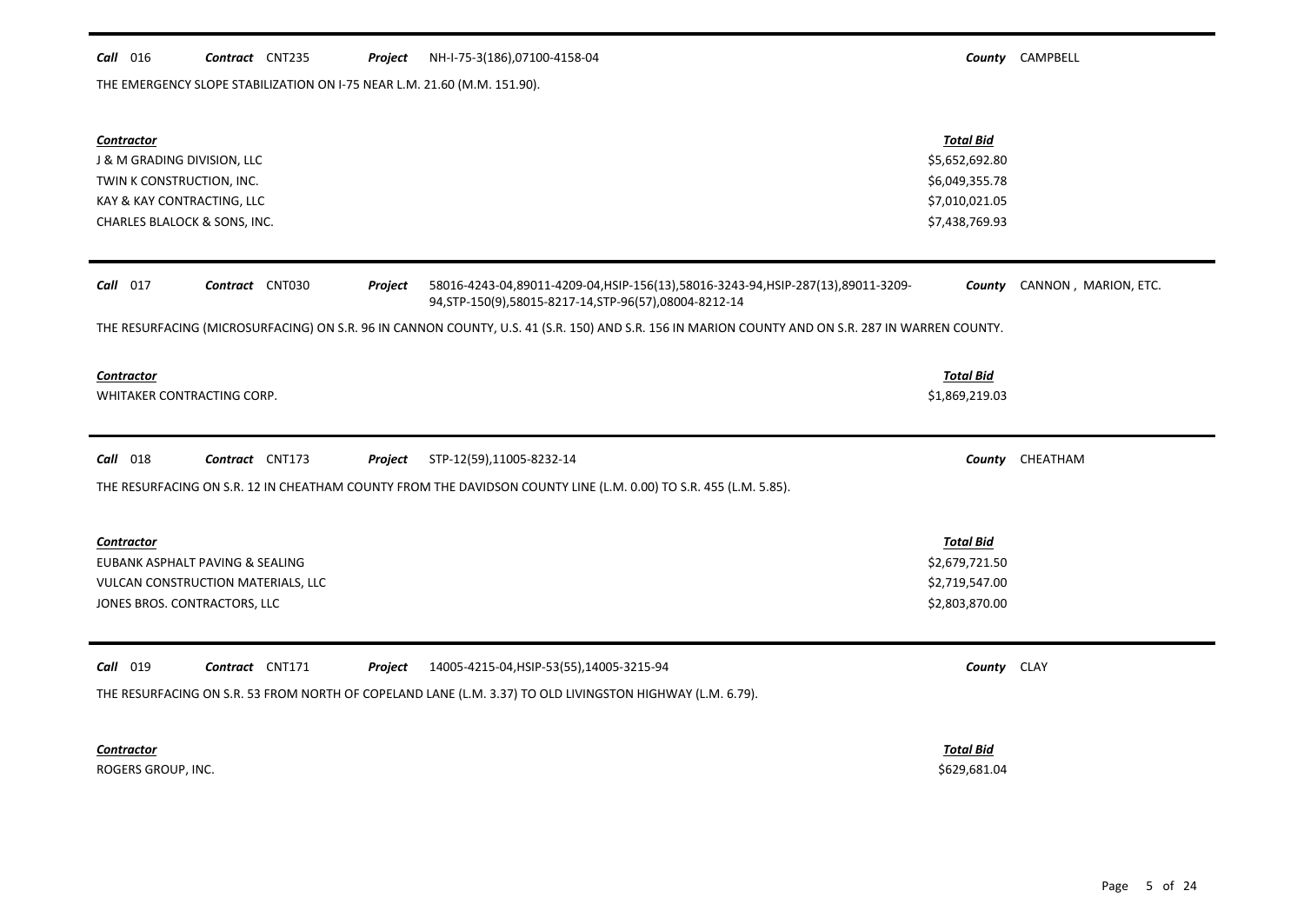**Call** 016 **Contract** CNT235 **Project** NH-I-75-3(186),07100-4158-04 **County** CAMPBELL

THE EMERGENCY SLOPE STABILIZATION ON I-75 NEAR L.M. 21.60 (M.M. 151.90).

| Contractor | Total Bid |
|---|---|
| J & M GRADING DIVISION, LLC | \$5,652,692.80 |
| TWIN K CONSTRUCTION, INC. | \$6,049,355.78 |
| KAY & KAY CONTRACTING, LLC | \$7,010,021.05 |
| CHARLES BLALOCK & SONS, INC. | \$7,438,769.93 |

---

**Call** 017 **Contract** CNT030 **Project** 58016-4243-04,89011-4209-04,HSIP-156(13),58016-3243-94,HSIP-287(13),89011-3209-94,STP-150(9),58015-8217-14,STP-96(57),08004-8212-14 **County** CANNON , MARION, ETC.

THE RESURFACING (MICROSURFACING) ON S.R. 96 IN CANNON COUNTY, U.S. 41 (S.R. 150) AND S.R. 156 IN MARION COUNTY AND ON S.R. 287 IN WARREN COUNTY.

| Contractor | Total Bid |
|---|---|
| WHITAKER CONTRACTING CORP. | \$1,869,219.03 |

---

**Call** 018 **Contract** CNT173 **Project** STP-12(59),11005-8232-14 **County** CHEATHAM

THE RESURFACING ON S.R. 12 IN CHEATHAM COUNTY FROM THE DAVIDSON COUNTY LINE (L.M. 0.00) TO S.R. 455 (L.M. 5.85).

| Contractor | Total Bid |
|---|---|
| EUBANK ASPHALT PAVING & SEALING | \$2,679,721.50 |
| VULCAN CONSTRUCTION MATERIALS, LLC | \$2,719,547.00 |
| JONES BROS. CONTRACTORS, LLC | \$2,803,870.00 |

---

**Call** 019 **Contract** CNT171 **Project** 14005-4215-04,HSIP-53(55),14005-3215-94 **County** CLAY

THE RESURFACING ON S.R. 53 FROM NORTH OF COPELAND LANE (L.M. 3.37) TO OLD LIVINGSTON HIGHWAY (L.M. 6.79).

| Contractor | Total Bid |
|---|---|
| ROGERS GROUP, INC. | \$629,681.04 |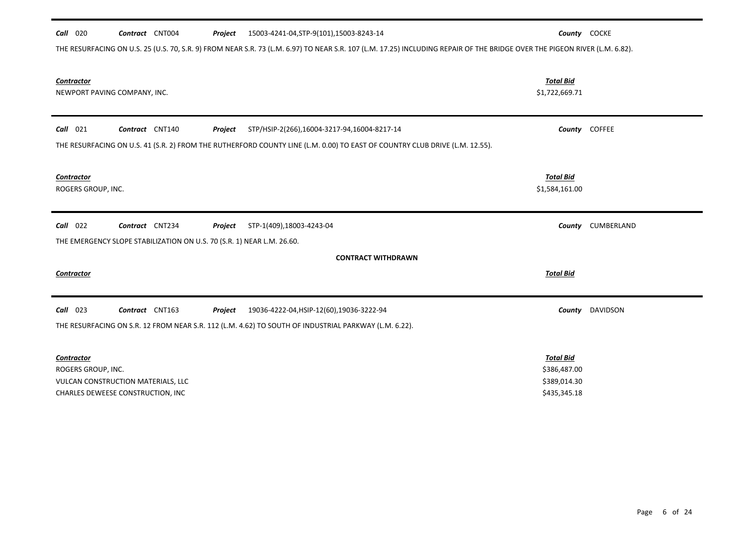**Call** 020 **Contract** CNT004 **Project** 15003-4241-04,STP-9(101),15003-8243-14 **County** COCKE

THE RESURFACING ON U.S. 25 (U.S. 70, S.R. 9) FROM NEAR S.R. 73 (L.M. 6.97) TO NEAR S.R. 107 (L.M. 17.25) INCLUDING REPAIR OF THE BRIDGE OVER THE PIGEON RIVER (L.M. 6.82).

| Contractor | Total Bid |
|---|---|
| NEWPORT PAVING COMPANY, INC. | $1,722,669.71 |

---

**Call** 021 **Contract** CNT140 **Project** STP/HSIP-2(266),16004-3217-94,16004-8217-14 **County** COFFEE

THE RESURFACING ON U.S. 41 (S.R. 2) FROM THE RUTHERFORD COUNTY LINE (L.M. 0.00) TO EAST OF COUNTRY CLUB DRIVE (L.M. 12.55).

| Contractor | Total Bid |
|---|---|
| ROGERS GROUP, INC. | $1,584,161.00 |

---

**Call** 022 **Contract** CNT234 **Project** STP-1(409),18003-4243-04 **County** CUMBERLAND

THE EMERGENCY SLOPE STABILIZATION ON U.S. 70 (S.R. 1) NEAR L.M. 26.60.

**CONTRACT WITHDRAWN**

| Contractor | Total Bid |
|---|---|

---

**Call** 023 **Contract** CNT163 **Project** 19036-4222-04,HSIP-12(60),19036-3222-94 **County** DAVIDSON

THE RESURFACING ON S.R. 12 FROM NEAR S.R. 112 (L.M. 4.62) TO SOUTH OF INDUSTRIAL PARKWAY (L.M. 6.22).

| Contractor | Total Bid |
|---|---|
| ROGERS GROUP, INC. | $386,487.00 |
| VULCAN CONSTRUCTION MATERIALS, LLC | $389,014.30 |
| CHARLES DEWEESE CONSTRUCTION, INC | $435,345.18 |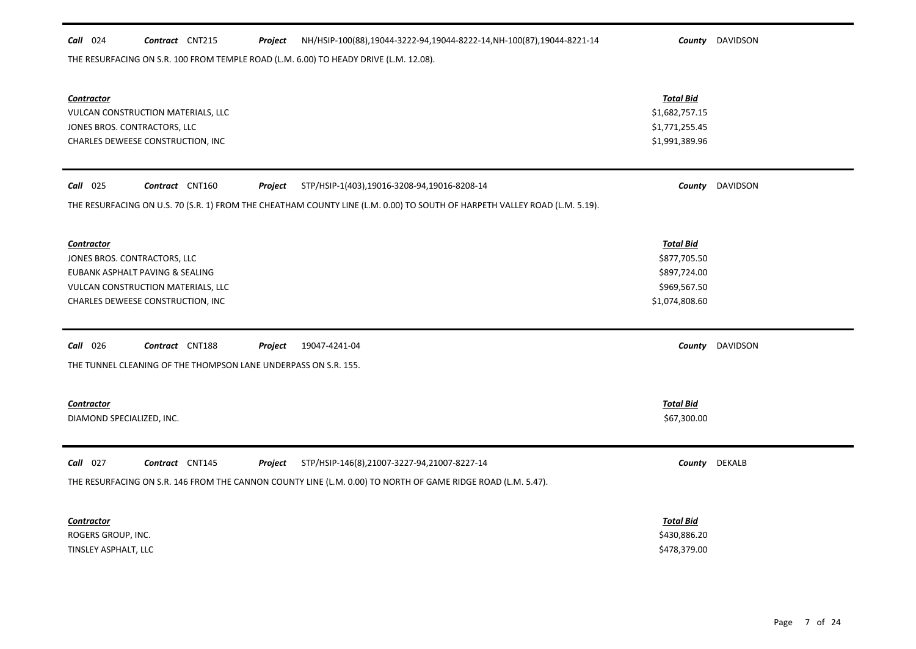**Call** 024 **Contract** CNT215 **Project** NH/HSIP-100(88),19044-3222-94,19044-8222-14,NH-100(87),19044-8221-14 **County** DAVIDSON

THE RESURFACING ON S.R. 100 FROM TEMPLE ROAD (L.M. 6.00) TO HEADY DRIVE (L.M. 12.08).

| Contractor | Total Bid |
|---|---|
| VULCAN CONSTRUCTION MATERIALS, LLC | $1,682,757.15 |
| JONES BROS. CONTRACTORS, LLC | $1,771,255.45 |
| CHARLES DEWEESE CONSTRUCTION, INC | $1,991,389.96 |

**Call** 025 **Contract** CNT160 **Project** STP/HSIP-1(403),19016-3208-94,19016-8208-14 **County** DAVIDSON

THE RESURFACING ON U.S. 70 (S.R. 1) FROM THE CHEATHAM COUNTY LINE (L.M. 0.00) TO SOUTH OF HARPETH VALLEY ROAD (L.M. 5.19).

| Contractor | Total Bid |
|---|---|
| JONES BROS. CONTRACTORS, LLC | $877,705.50 |
| EUBANK ASPHALT PAVING & SEALING | $897,724.00 |
| VULCAN CONSTRUCTION MATERIALS, LLC | $969,567.50 |
| CHARLES DEWEESE CONSTRUCTION, INC | $1,074,808.60 |

**Call** 026 **Contract** CNT188 **Project** 19047-4241-04 **County** DAVIDSON

THE TUNNEL CLEANING OF THE THOMPSON LANE UNDERPASS ON S.R. 155.

| Contractor | Total Bid |
|---|---|
| DIAMOND SPECIALIZED, INC. | $67,300.00 |

**Call** 027 **Contract** CNT145 **Project** STP/HSIP-146(8),21007-3227-94,21007-8227-14 **County** DEKALB

THE RESURFACING ON S.R. 146 FROM THE CANNON COUNTY LINE (L.M. 0.00) TO NORTH OF GAME RIDGE ROAD (L.M. 5.47).

| Contractor | Total Bid |
|---|---|
| ROGERS GROUP, INC. | $430,886.20 |
| TINSLEY ASPHALT, LLC | $478,379.00 |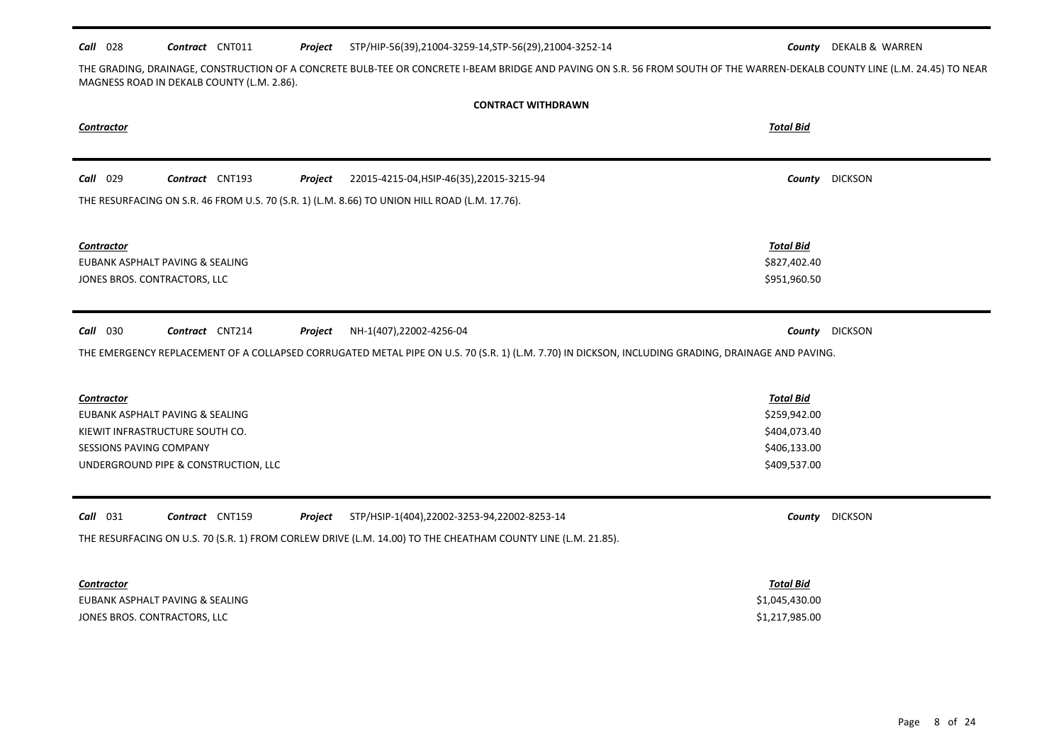**Call** 028 **Contract** CNT011 **Project** STP/HIP-56(39),21004-3259-14,STP-56(29),21004-3252-14 **County** DEKALB & WARREN

THE GRADING, DRAINAGE, CONSTRUCTION OF A CONCRETE BULB-TEE OR CONCRETE I-BEAM BRIDGE AND PAVING ON S.R. 56 FROM SOUTH OF THE WARREN-DEKALB COUNTY LINE (L.M. 24.45) TO NEAR MAGNESS ROAD IN DEKALB COUNTY (L.M. 2.86).

**CONTRACT WITHDRAWN**

| *Contractor* | *Total Bid* |
|---|---|

---

**Call** 029 **Contract** CNT193 **Project** 22015-4215-04,HSIP-46(35),22015-3215-94 **County** DICKSON

THE RESURFACING ON S.R. 46 FROM U.S. 70 (S.R. 1) (L.M. 8.66) TO UNION HILL ROAD (L.M. 17.76).

| *Contractor* | *Total Bid* |
|---|---|
| EUBANK ASPHALT PAVING & SEALING | \$827,402.40 |
| JONES BROS. CONTRACTORS, LLC | \$951,960.50 |

---

**Call** 030 **Contract** CNT214 **Project** NH-1(407),22002-4256-04 **County** DICKSON

THE EMERGENCY REPLACEMENT OF A COLLAPSED CORRUGATED METAL PIPE ON U.S. 70 (S.R. 1) (L.M. 7.70) IN DICKSON, INCLUDING GRADING, DRAINAGE AND PAVING.

| *Contractor* | *Total Bid* |
|---|---|
| EUBANK ASPHALT PAVING & SEALING | \$259,942.00 |
| KIEWIT INFRASTRUCTURE SOUTH CO. | \$404,073.40 |
| SESSIONS PAVING COMPANY | \$406,133.00 |
| UNDERGROUND PIPE & CONSTRUCTION, LLC | \$409,537.00 |

---

**Call** 031 **Contract** CNT159 **Project** STP/HSIP-1(404),22002-3253-94,22002-8253-14 **County** DICKSON

THE RESURFACING ON U.S. 70 (S.R. 1) FROM CORLEW DRIVE (L.M. 14.00) TO THE CHEATHAM COUNTY LINE (L.M. 21.85).

| *Contractor* | *Total Bid* |
|---|---|
| EUBANK ASPHALT PAVING & SEALING | \$1,045,430.00 |
| JONES BROS. CONTRACTORS, LLC | \$1,217,985.00 |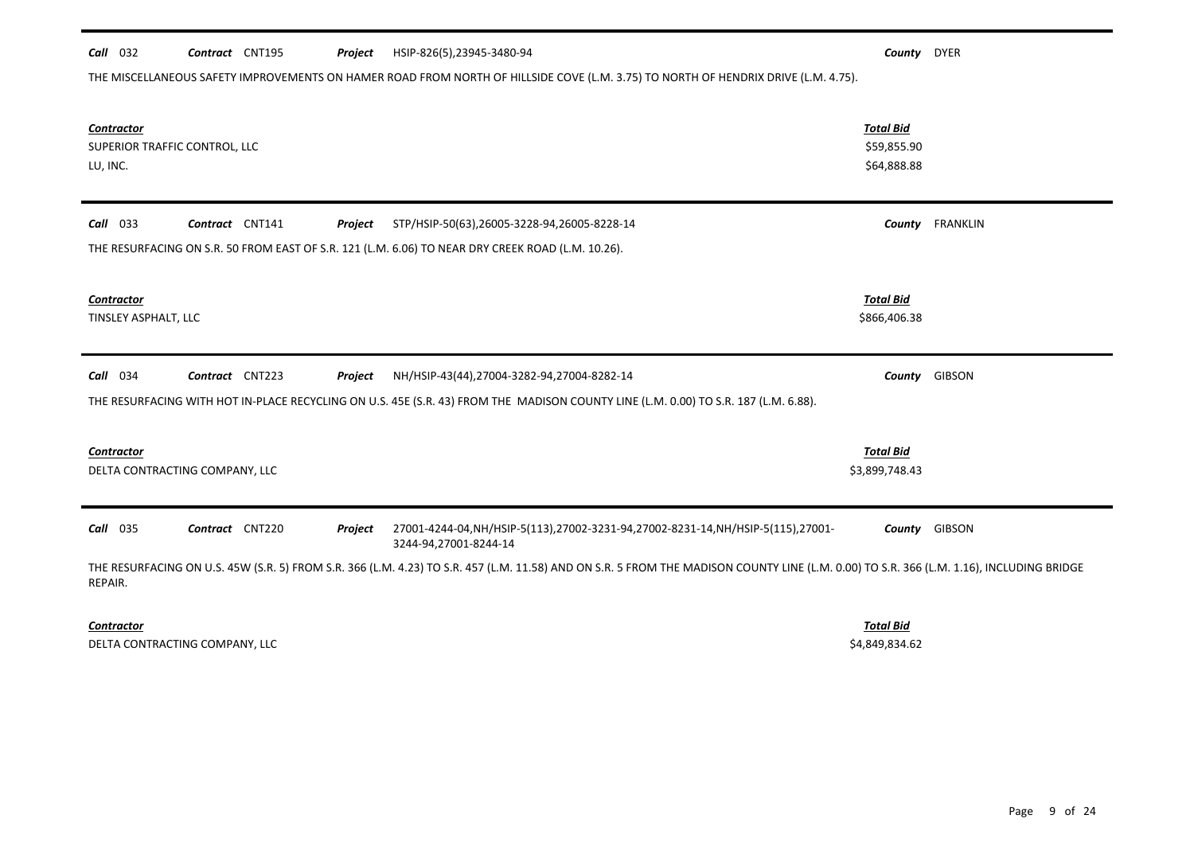**Call** 032 **Contract** CNT195 **Project** HSIP-826(5),23945-3480-94 **County** DYER

THE MISCELLANEOUS SAFETY IMPROVEMENTS ON HAMER ROAD FROM NORTH OF HILLSIDE COVE (L.M. 3.75) TO NORTH OF HENDRIX DRIVE (L.M. 4.75).

| Contractor | Total Bid |
|---|---|
| SUPERIOR TRAFFIC CONTROL, LLC | $59,855.90 |
| LU, INC. | $64,888.88 |

---

**Call** 033 **Contract** CNT141 **Project** STP/HSIP-50(63),26005-3228-94,26005-8228-14 **County** FRANKLIN

THE RESURFACING ON S.R. 50 FROM EAST OF S.R. 121 (L.M. 6.06) TO NEAR DRY CREEK ROAD (L.M. 10.26).

| Contractor | Total Bid |
|---|---|
| TINSLEY ASPHALT, LLC | $866,406.38 |

---

**Call** 034 **Contract** CNT223 **Project** NH/HSIP-43(44),27004-3282-94,27004-8282-14 **County** GIBSON

THE RESURFACING WITH HOT IN-PLACE RECYCLING ON U.S. 45E (S.R. 43) FROM THE MADISON COUNTY LINE (L.M. 0.00) TO S.R. 187 (L.M. 6.88).

| Contractor | Total Bid |
|---|---|
| DELTA CONTRACTING COMPANY, LLC | $3,899,748.43 |

---

**Call** 035 **Contract** CNT220 **Project** 27001-4244-04,NH/HSIP-5(113),27002-3231-94,27002-8231-14,NH/HSIP-5(115),27001-3244-94,27001-8244-14 **County** GIBSON

THE RESURFACING ON U.S. 45W (S.R. 5) FROM S.R. 366 (L.M. 4.23) TO S.R. 457 (L.M. 11.58) AND ON S.R. 5 FROM THE MADISON COUNTY LINE (L.M. 0.00) TO S.R. 366 (L.M. 1.16), INCLUDING BRIDGE REPAIR.

| Contractor | Total Bid |
|---|---|
| DELTA CONTRACTING COMPANY, LLC | $4,849,834.62 |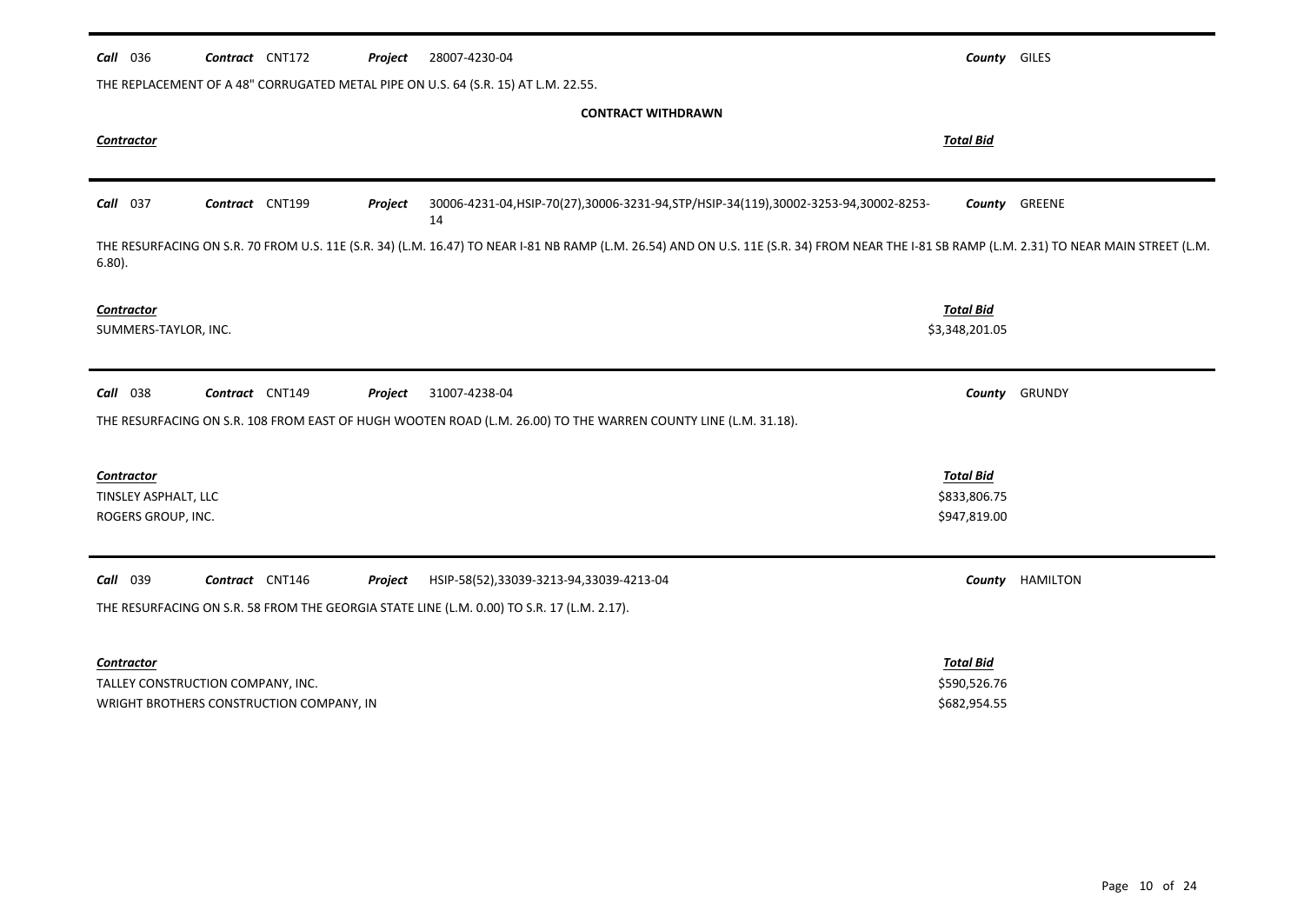**Call** 036 **Contract** CNT172 **Project** 28007-4230-04 **County** GILES

THE REPLACEMENT OF A 48" CORRUGATED METAL PIPE ON U.S. 64 (S.R. 15) AT L.M. 22.55.

**CONTRACT WITHDRAWN**

| Contractor | Total Bid |
| --- | --- |

---

**Call** 037 **Contract** CNT199 **Project** 30006-4231-04,HSIP-70(27),30006-3231-94,STP/HSIP-34(119),30002-3253-94,30002-8253-14 **County** GREENE

THE RESURFACING ON S.R. 70 FROM U.S. 11E (S.R. 34) (L.M. 16.47) TO NEAR I-81 NB RAMP (L.M. 26.54) AND ON U.S. 11E (S.R. 34) FROM NEAR THE I-81 SB RAMP (L.M. 2.31) TO NEAR MAIN STREET (L.M. 6.80).

| Contractor | Total Bid |
| --- | --- |
| SUMMERS-TAYLOR, INC. | $3,348,201.05 |

---

**Call** 038 **Contract** CNT149 **Project** 31007-4238-04 **County** GRUNDY

THE RESURFACING ON S.R. 108 FROM EAST OF HUGH WOOTEN ROAD (L.M. 26.00) TO THE WARREN COUNTY LINE (L.M. 31.18).

| Contractor | Total Bid |
| --- | --- |
| TINSLEY ASPHALT, LLC | $833,806.75 |
| ROGERS GROUP, INC. | $947,819.00 |

---

**Call** 039 **Contract** CNT146 **Project** HSIP-58(52),33039-3213-94,33039-4213-04 **County** HAMILTON

THE RESURFACING ON S.R. 58 FROM THE GEORGIA STATE LINE (L.M. 0.00) TO S.R. 17 (L.M. 2.17).

| Contractor | Total Bid |
| --- | --- |
| TALLEY CONSTRUCTION COMPANY, INC. | $590,526.76 |
| WRIGHT BROTHERS CONSTRUCTION COMPANY, IN | $682,954.55 |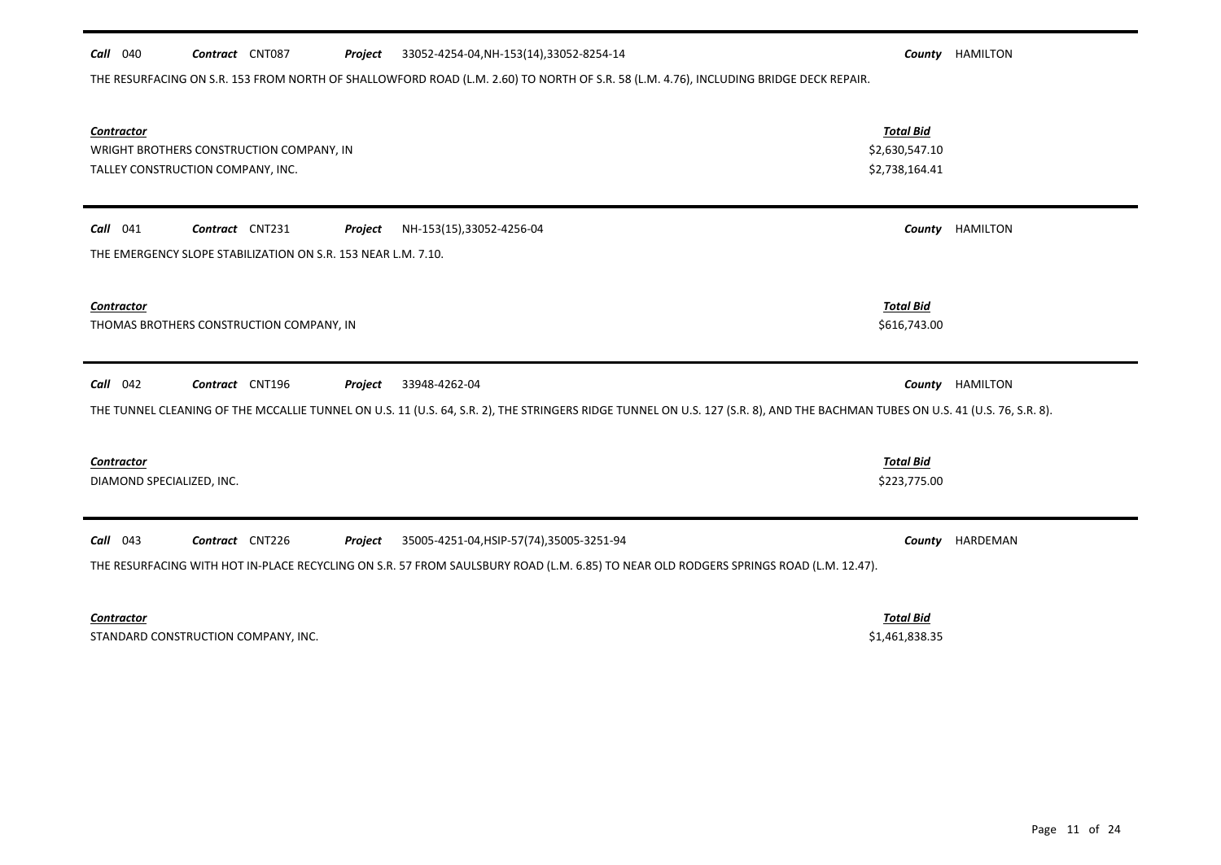**Call** 040 **Contract** CNT087 **Project** 33052-4254-04,NH-153(14),33052-8254-14 **County** HAMILTON

THE RESURFACING ON S.R. 153 FROM NORTH OF SHALLOWFORD ROAD (L.M. 2.60) TO NORTH OF S.R. 58 (L.M. 4.76), INCLUDING BRIDGE DECK REPAIR.

| *Contractor* | *Total Bid* |
|---|---|
| WRIGHT BROTHERS CONSTRUCTION COMPANY, IN | $2,630,547.10 |
| TALLEY CONSTRUCTION COMPANY, INC. | $2,738,164.41 |

---

**Call** 041 **Contract** CNT231 **Project** NH-153(15),33052-4256-04 **County** HAMILTON

THE EMERGENCY SLOPE STABILIZATION ON S.R. 153 NEAR L.M. 7.10.

| *Contractor* | *Total Bid* |
|---|---|
| THOMAS BROTHERS CONSTRUCTION COMPANY, IN | $616,743.00 |

---

**Call** 042 **Contract** CNT196 **Project** 33948-4262-04 **County** HAMILTON

THE TUNNEL CLEANING OF THE MCCALLIE TUNNEL ON U.S. 11 (U.S. 64, S.R. 2), THE STRINGERS RIDGE TUNNEL ON U.S. 127 (S.R. 8), AND THE BACHMAN TUBES ON U.S. 41 (U.S. 76, S.R. 8).

| *Contractor* | *Total Bid* |
|---|---|
| DIAMOND SPECIALIZED, INC. | $223,775.00 |

---

**Call** 043 **Contract** CNT226 **Project** 35005-4251-04,HSIP-57(74),35005-3251-94 **County** HARDEMAN

THE RESURFACING WITH HOT IN-PLACE RECYCLING ON S.R. 57 FROM SAULSBURY ROAD (L.M. 6.85) TO NEAR OLD RODGERS SPRINGS ROAD (L.M. 12.47).

| *Contractor* | *Total Bid* |
|---|---|
| STANDARD CONSTRUCTION COMPANY, INC. | $1,461,838.35 |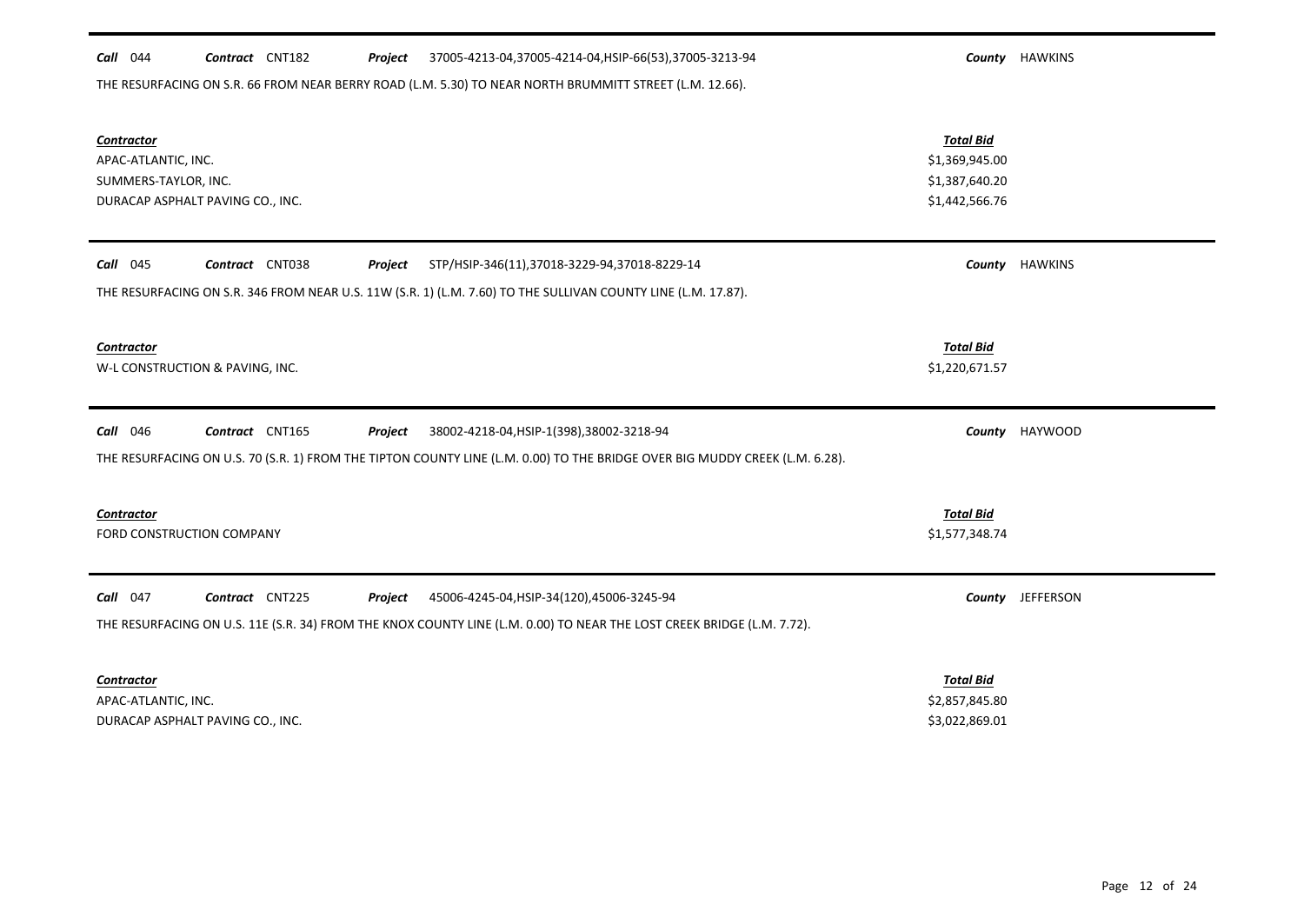**Call** 044 **Contract** CNT182 **Project** 37005-4213-04,37005-4214-04,HSIP-66(53),37005-3213-94 **County** HAWKINS

THE RESURFACING ON S.R. 66 FROM NEAR BERRY ROAD (L.M. 5.30) TO NEAR NORTH BRUMMITT STREET (L.M. 12.66).

| *Contractor* | *Total Bid* |
|---|---|
| APAC-ATLANTIC, INC. | $1,369,945.00 |
| SUMMERS-TAYLOR, INC. | $1,387,640.20 |
| DURACAP ASPHALT PAVING CO., INC. | $1,442,566.76 |

**Call** 045 **Contract** CNT038 **Project** STP/HSIP-346(11),37018-3229-94,37018-8229-14 **County** HAWKINS

THE RESURFACING ON S.R. 346 FROM NEAR U.S. 11W (S.R. 1) (L.M. 7.60) TO THE SULLIVAN COUNTY LINE (L.M. 17.87).

| *Contractor* | *Total Bid* |
|---|---|
| W-L CONSTRUCTION & PAVING, INC. | $1,220,671.57 |

**Call** 046 **Contract** CNT165 **Project** 38002-4218-04,HSIP-1(398),38002-3218-94 **County** HAYWOOD

THE RESURFACING ON U.S. 70 (S.R. 1) FROM THE TIPTON COUNTY LINE (L.M. 0.00) TO THE BRIDGE OVER BIG MUDDY CREEK (L.M. 6.28).

| *Contractor* | *Total Bid* |
|---|---|
| FORD CONSTRUCTION COMPANY | $1,577,348.74 |

**Call** 047 **Contract** CNT225 **Project** 45006-4245-04,HSIP-34(120),45006-3245-94 **County** JEFFERSON

THE RESURFACING ON U.S. 11E (S.R. 34) FROM THE KNOX COUNTY LINE (L.M. 0.00) TO NEAR THE LOST CREEK BRIDGE (L.M. 7.72).

| *Contractor* | *Total Bid* |
|---|---|
| APAC-ATLANTIC, INC. | $2,857,845.80 |
| DURACAP ASPHALT PAVING CO., INC. | $3,022,869.01 |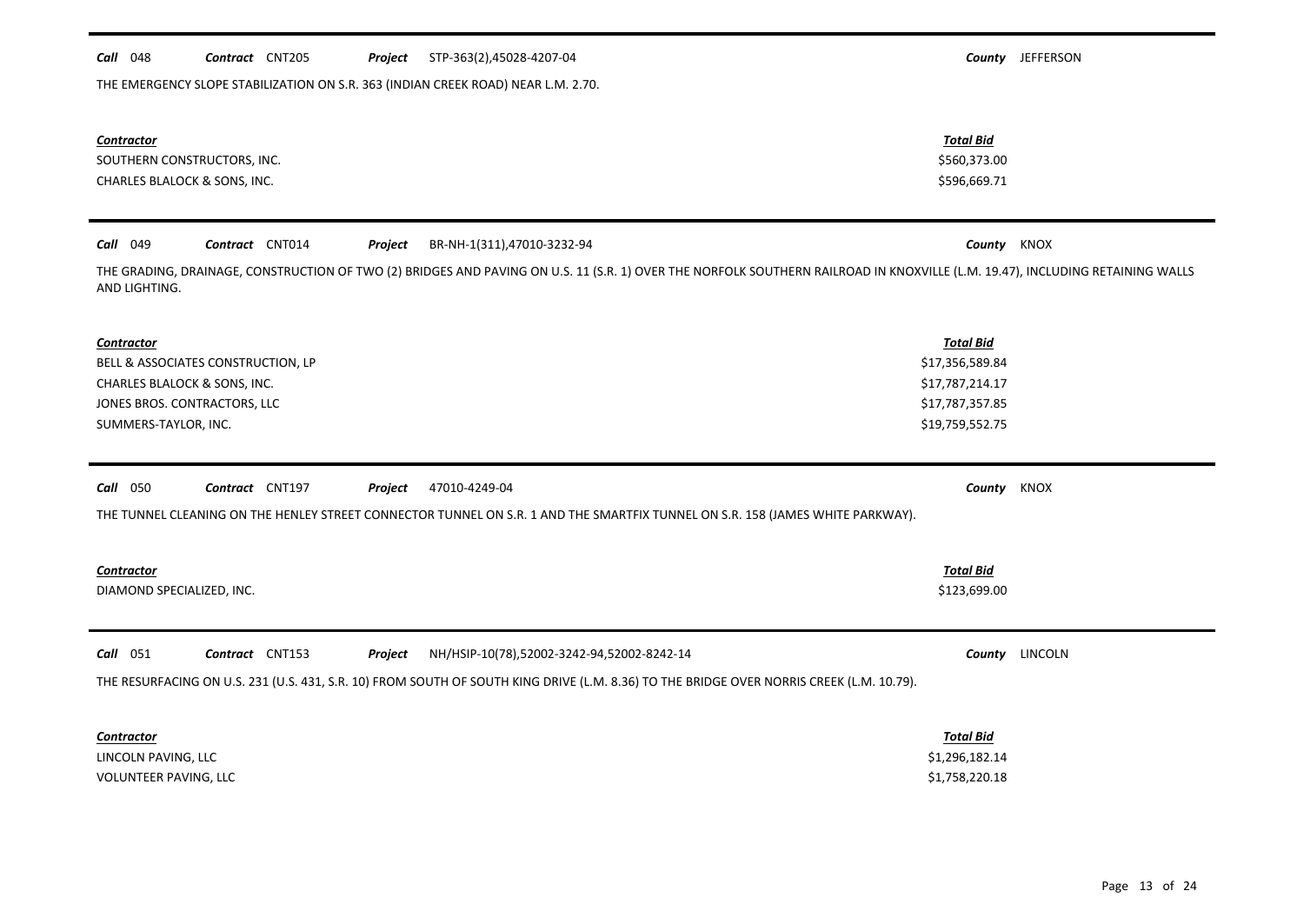**Call** 048 **Contract** CNT205 **Project** STP-363(2),45028-4207-04 **County** JEFFERSON

THE EMERGENCY SLOPE STABILIZATION ON S.R. 363 (INDIAN CREEK ROAD) NEAR L.M. 2.70.

| *Contractor* | *Total Bid* |
|---|---|
| SOUTHERN CONSTRUCTORS, INC. | \$560,373.00 |
| CHARLES BLALOCK & SONS, INC. | \$596,669.71 |

**Call** 049 **Contract** CNT014 **Project** BR-NH-1(311),47010-3232-94 **County** KNOX

THE GRADING, DRAINAGE, CONSTRUCTION OF TWO (2) BRIDGES AND PAVING ON U.S. 11 (S.R. 1) OVER THE NORFOLK SOUTHERN RAILROAD IN KNOXVILLE (L.M. 19.47), INCLUDING RETAINING WALLS AND LIGHTING.

| *Contractor* | *Total Bid* |
|---|---|
| BELL & ASSOCIATES CONSTRUCTION, LP | \$17,356,589.84 |
| CHARLES BLALOCK & SONS, INC. | \$17,787,214.17 |
| JONES BROS. CONTRACTORS, LLC | \$17,787,357.85 |
| SUMMERS-TAYLOR, INC. | \$19,759,552.75 |

**Call** 050 **Contract** CNT197 **Project** 47010-4249-04 **County** KNOX

THE TUNNEL CLEANING ON THE HENLEY STREET CONNECTOR TUNNEL ON S.R. 1 AND THE SMARTFIX TUNNEL ON S.R. 158 (JAMES WHITE PARKWAY).

| *Contractor* | *Total Bid* |
|---|---|
| DIAMOND SPECIALIZED, INC. | \$123,699.00 |

**Call** 051 **Contract** CNT153 **Project** NH/HSIP-10(78),52002-3242-94,52002-8242-14 **County** LINCOLN

THE RESURFACING ON U.S. 231 (U.S. 431, S.R. 10) FROM SOUTH OF SOUTH KING DRIVE (L.M. 8.36) TO THE BRIDGE OVER NORRIS CREEK (L.M. 10.79).

| *Contractor* | *Total Bid* |
|---|---|
| LINCOLN PAVING, LLC | \$1,296,182.14 |
| VOLUNTEER PAVING, LLC | \$1,758,220.18 |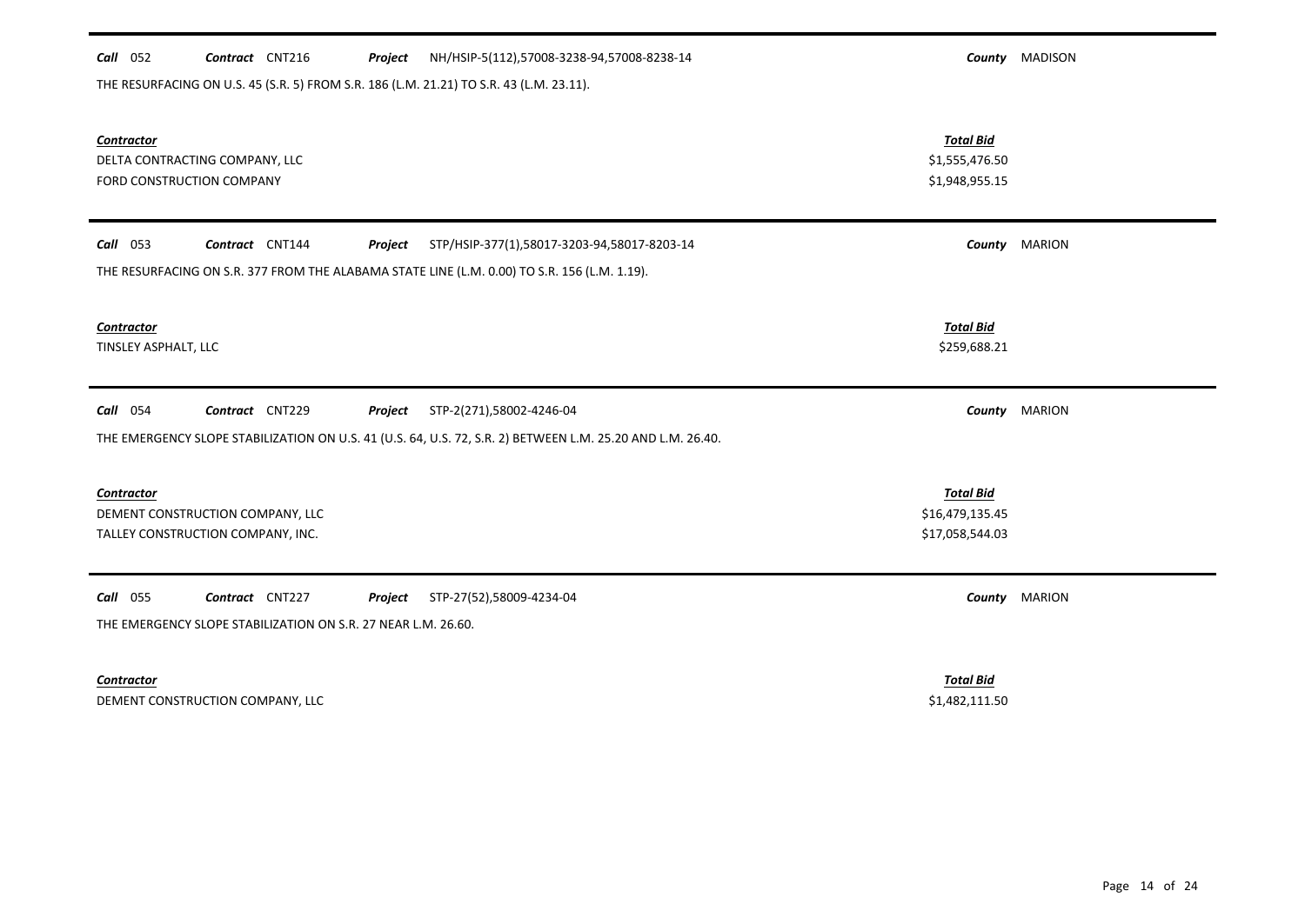**Call** 052 **Contract** CNT216 **Project** NH/HSIP-5(112),57008-3238-94,57008-8238-14 **County** MADISON

THE RESURFACING ON U.S. 45 (S.R. 5) FROM S.R. 186 (L.M. 21.21) TO S.R. 43 (L.M. 23.11).

| Contractor | Total Bid |
|---|---|
| DELTA CONTRACTING COMPANY, LLC | $1,555,476.50 |
| FORD CONSTRUCTION COMPANY | $1,948,955.15 |

---

**Call** 053 **Contract** CNT144 **Project** STP/HSIP-377(1),58017-3203-94,58017-8203-14 **County** MARION

THE RESURFACING ON S.R. 377 FROM THE ALABAMA STATE LINE (L.M. 0.00) TO S.R. 156 (L.M. 1.19).

| Contractor | Total Bid |
|---|---|
| TINSLEY ASPHALT, LLC | $259,688.21 |

---

**Call** 054 **Contract** CNT229 **Project** STP-2(271),58002-4246-04 **County** MARION

THE EMERGENCY SLOPE STABILIZATION ON U.S. 41 (U.S. 64, U.S. 72, S.R. 2) BETWEEN L.M. 25.20 AND L.M. 26.40.

| Contractor | Total Bid |
|---|---|
| DEMENT CONSTRUCTION COMPANY, LLC | $16,479,135.45 |
| TALLEY CONSTRUCTION COMPANY, INC. | $17,058,544.03 |

---

**Call** 055 **Contract** CNT227 **Project** STP-27(52),58009-4234-04 **County** MARION

THE EMERGENCY SLOPE STABILIZATION ON S.R. 27 NEAR L.M. 26.60.

| Contractor | Total Bid |
|---|---|
| DEMENT CONSTRUCTION COMPANY, LLC | $1,482,111.50 |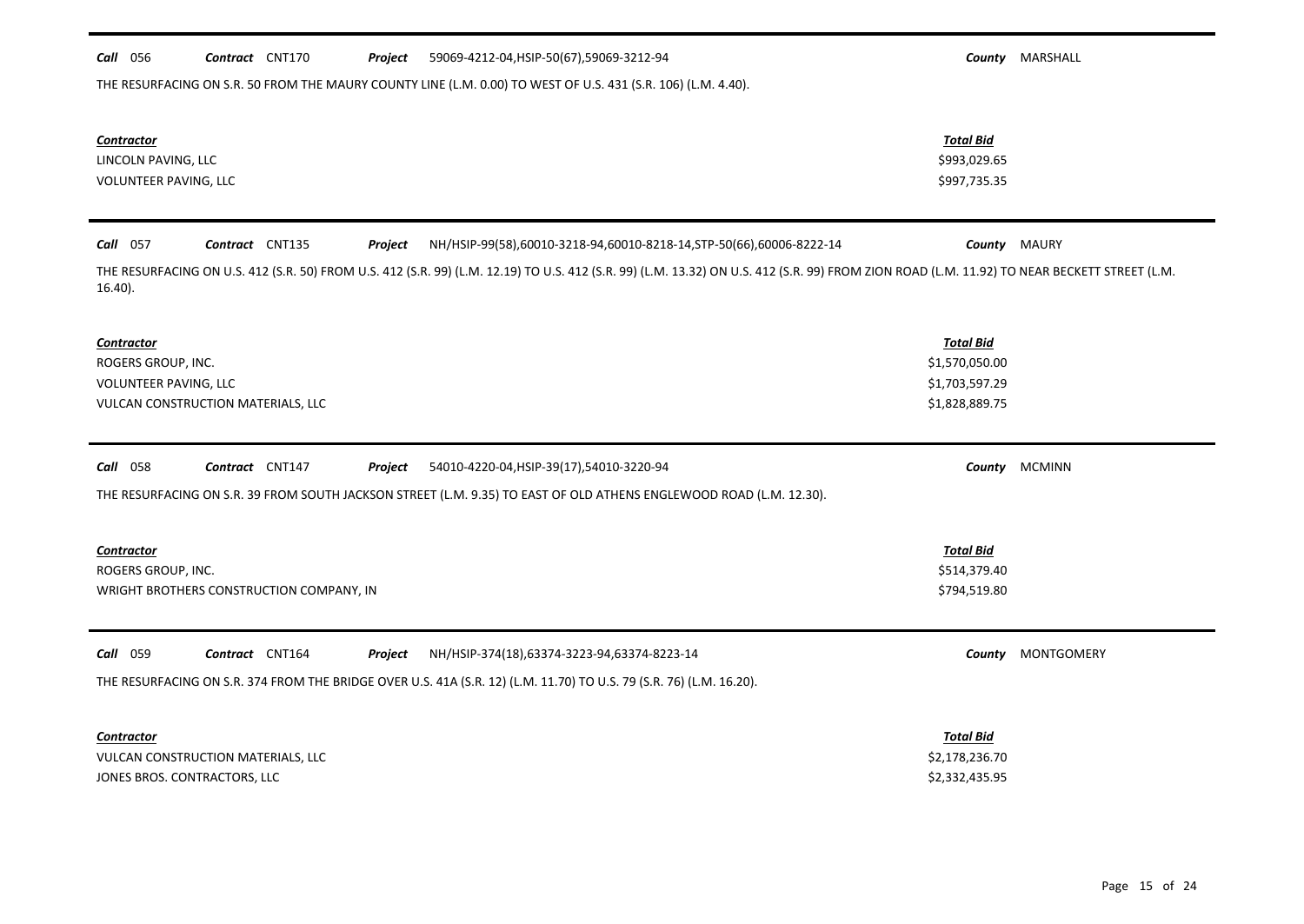**Call** 056 **Contract** CNT170 **Project** 59069-4212-04,HSIP-50(67),59069-3212-94 **County** MARSHALL

THE RESURFACING ON S.R. 50 FROM THE MAURY COUNTY LINE (L.M. 0.00) TO WEST OF U.S. 431 (S.R. 106) (L.M. 4.40).

| *Contractor* | *Total Bid* |
|---|---|
| LINCOLN PAVING, LLC | $993,029.65 |
| VOLUNTEER PAVING, LLC | $997,735.35 |

---

**Call** 057 **Contract** CNT135 **Project** NH/HSIP-99(58),60010-3218-94,60010-8218-14,STP-50(66),60006-8222-14 **County** MAURY

THE RESURFACING ON U.S. 412 (S.R. 50) FROM U.S. 412 (S.R. 99) (L.M. 12.19) TO U.S. 412 (S.R. 99) (L.M. 13.32) ON U.S. 412 (S.R. 99) FROM ZION ROAD (L.M. 11.92) TO NEAR BECKETT STREET (L.M. 16.40).

| *Contractor* | *Total Bid* |
|---|---|
| ROGERS GROUP, INC. | $1,570,050.00 |
| VOLUNTEER PAVING, LLC | $1,703,597.29 |
| VULCAN CONSTRUCTION MATERIALS, LLC | $1,828,889.75 |

---

**Call** 058 **Contract** CNT147 **Project** 54010-4220-04,HSIP-39(17),54010-3220-94 **County** MCMINN

THE RESURFACING ON S.R. 39 FROM SOUTH JACKSON STREET (L.M. 9.35) TO EAST OF OLD ATHENS ENGLEWOOD ROAD (L.M. 12.30).

| *Contractor* | *Total Bid* |
|---|---|
| ROGERS GROUP, INC. | $514,379.40 |
| WRIGHT BROTHERS CONSTRUCTION COMPANY, IN | $794,519.80 |

---

**Call** 059 **Contract** CNT164 **Project** NH/HSIP-374(18),63374-3223-94,63374-8223-14 **County** MONTGOMERY

THE RESURFACING ON S.R. 374 FROM THE BRIDGE OVER U.S. 41A (S.R. 12) (L.M. 11.70) TO U.S. 79 (S.R. 76) (L.M. 16.20).

| *Contractor* | *Total Bid* |
|---|---|
| VULCAN CONSTRUCTION MATERIALS, LLC | $2,178,236.70 |
| JONES BROS. CONTRACTORS, LLC | $2,332,435.95 |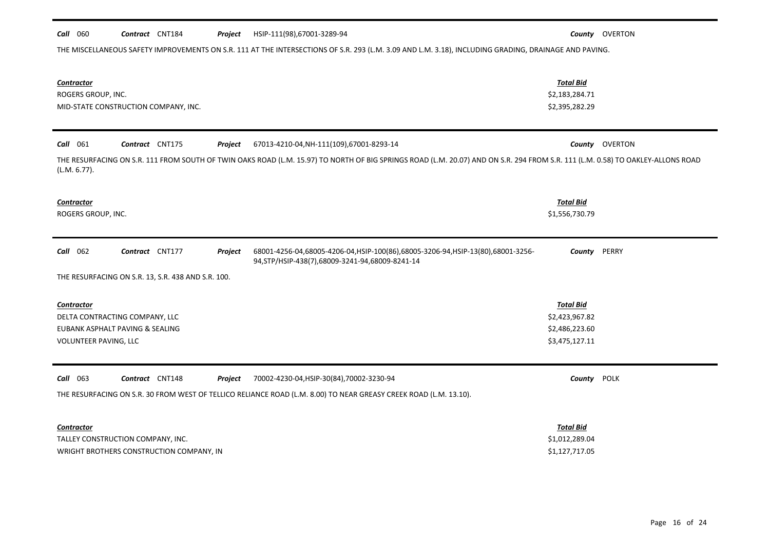**Call** 060 **Contract** CNT184 **Project** HSIP-111(98),67001-3289-94 **County** OVERTON

THE MISCELLANEOUS SAFETY IMPROVEMENTS ON S.R. 111 AT THE INTERSECTIONS OF S.R. 293 (L.M. 3.09 AND L.M. 3.18), INCLUDING GRADING, DRAINAGE AND PAVING.

| Contractor | Total Bid |
|---|---|
| ROGERS GROUP, INC. | $2,183,284.71 |
| MID-STATE CONSTRUCTION COMPANY, INC. | $2,395,282.29 |

---

**Call** 061 **Contract** CNT175 **Project** 67013-4210-04,NH-111(109),67001-8293-14 **County** OVERTON

THE RESURFACING ON S.R. 111 FROM SOUTH OF TWIN OAKS ROAD (L.M. 15.97) TO NORTH OF BIG SPRINGS ROAD (L.M. 20.07) AND ON S.R. 294 FROM S.R. 111 (L.M. 0.58) TO OAKLEY-ALLONS ROAD (L.M. 6.77).

| Contractor | Total Bid |
|---|---|
| ROGERS GROUP, INC. | $1,556,730.79 |

---

**Call** 062 **Contract** CNT177 **Project** 68001-4256-04,68005-4206-04,HSIP-100(86),68005-3206-94,HSIP-13(80),68001-3256-94,STP/HSIP-438(7),68009-3241-94,68009-8241-14 **County** PERRY

THE RESURFACING ON S.R. 13, S.R. 438 AND S.R. 100.

| Contractor | Total Bid |
|---|---|
| DELTA CONTRACTING COMPANY, LLC | $2,423,967.82 |
| EUBANK ASPHALT PAVING & SEALING | $2,486,223.60 |
| VOLUNTEER PAVING, LLC | $3,475,127.11 |

---

**Call** 063 **Contract** CNT148 **Project** 70002-4230-04,HSIP-30(84),70002-3230-94 **County** POLK

THE RESURFACING ON S.R. 30 FROM WEST OF TELLICO RELIANCE ROAD (L.M. 8.00) TO NEAR GREASY CREEK ROAD (L.M. 13.10).

| Contractor | Total Bid |
|---|---|
| TALLEY CONSTRUCTION COMPANY, INC. | $1,012,289.04 |
| WRIGHT BROTHERS CONSTRUCTION COMPANY, IN | $1,127,717.05 |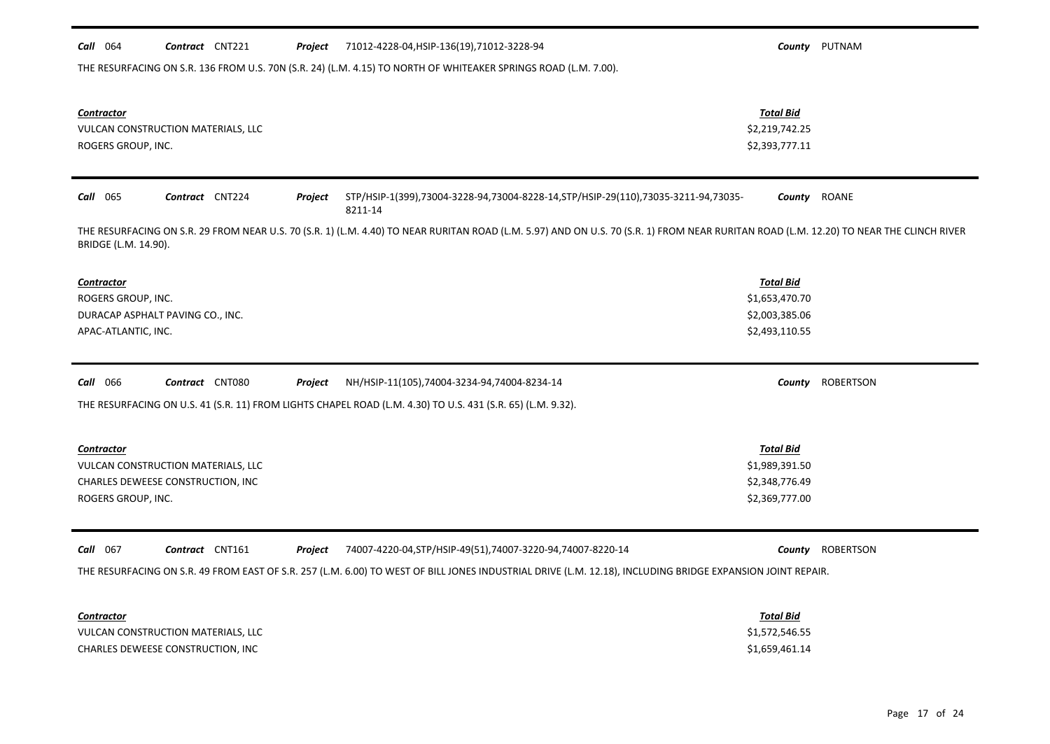**Call** 064 **Contract** CNT221 **Project** 71012-4228-04,HSIP-136(19),71012-3228-94 **County** PUTNAM

THE RESURFACING ON S.R. 136 FROM U.S. 70N (S.R. 24) (L.M. 4.15) TO NORTH OF WHITEAKER SPRINGS ROAD (L.M. 7.00).

| Contractor | Total Bid |
|---|---|
| VULCAN CONSTRUCTION MATERIALS, LLC | $2,219,742.25 |
| ROGERS GROUP, INC. | $2,393,777.11 |

---

**Call** 065 **Contract** CNT224 **Project** STP/HSIP-1(399),73004-3228-94,73004-8228-14,STP/HSIP-29(110),73035-3211-94,73035-8211-14 **County** ROANE

THE RESURFACING ON S.R. 29 FROM NEAR U.S. 70 (S.R. 1) (L.M. 4.40) TO NEAR RURITAN ROAD (L.M. 5.97) AND ON U.S. 70 (S.R. 1) FROM NEAR RURITAN ROAD (L.M. 12.20) TO NEAR THE CLINCH RIVER BRIDGE (L.M. 14.90).

| Contractor | Total Bid |
|---|---|
| ROGERS GROUP, INC. | $1,653,470.70 |
| DURACAP ASPHALT PAVING CO., INC. | $2,003,385.06 |
| APAC-ATLANTIC, INC. | $2,493,110.55 |

---

**Call** 066 **Contract** CNT080 **Project** NH/HSIP-11(105),74004-3234-94,74004-8234-14 **County** ROBERTSON

THE RESURFACING ON U.S. 41 (S.R. 11) FROM LIGHTS CHAPEL ROAD (L.M. 4.30) TO U.S. 431 (S.R. 65) (L.M. 9.32).

| Contractor | Total Bid |
|---|---|
| VULCAN CONSTRUCTION MATERIALS, LLC | $1,989,391.50 |
| CHARLES DEWEESE CONSTRUCTION, INC | $2,348,776.49 |
| ROGERS GROUP, INC. | $2,369,777.00 |

---

**Call** 067 **Contract** CNT161 **Project** 74007-4220-04,STP/HSIP-49(51),74007-3220-94,74007-8220-14 **County** ROBERTSON

THE RESURFACING ON S.R. 49 FROM EAST OF S.R. 257 (L.M. 6.00) TO WEST OF BILL JONES INDUSTRIAL DRIVE (L.M. 12.18), INCLUDING BRIDGE EXPANSION JOINT REPAIR.

| Contractor | Total Bid |
|---|---|
| VULCAN CONSTRUCTION MATERIALS, LLC | $1,572,546.55 |
| CHARLES DEWEESE CONSTRUCTION, INC | $1,659,461.14 |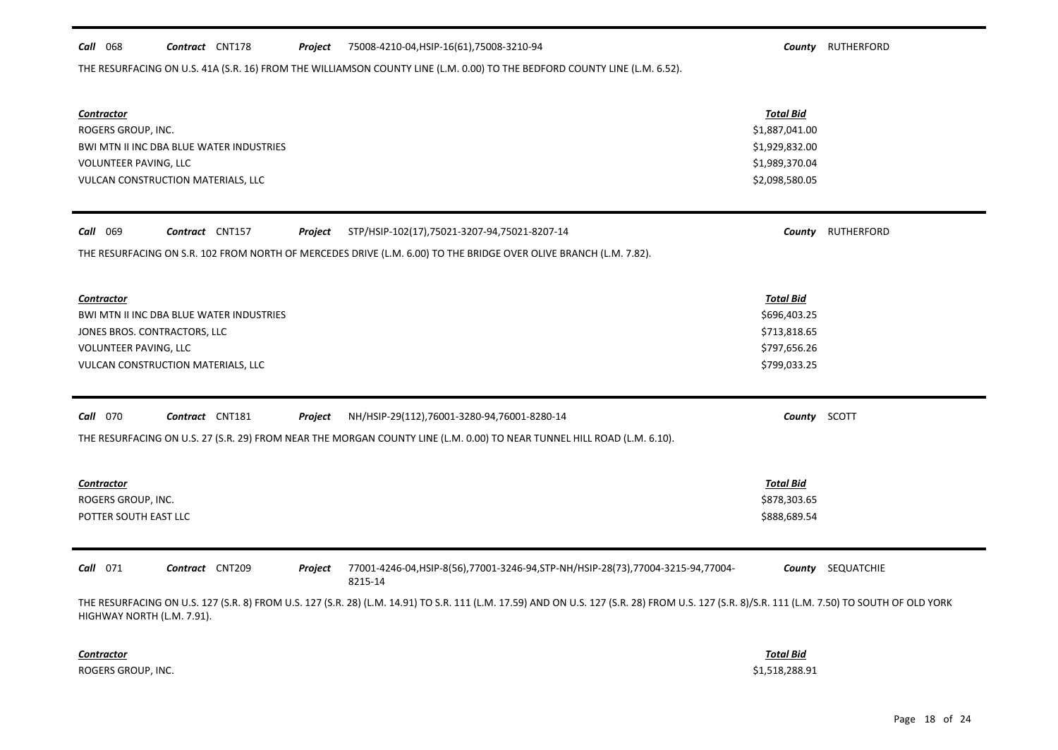**Call** 068 **Contract** CNT178 **Project** 75008-4210-04,HSIP-16(61),75008-3210-94 **County** RUTHERFORD

THE RESURFACING ON U.S. 41A (S.R. 16) FROM THE WILLIAMSON COUNTY LINE (L.M. 0.00) TO THE BEDFORD COUNTY LINE (L.M. 6.52).

| Contractor | Total Bid |
|---|---|
| ROGERS GROUP, INC. | $1,887,041.00 |
| BWI MTN II INC DBA BLUE WATER INDUSTRIES | $1,929,832.00 |
| VOLUNTEER PAVING, LLC | $1,989,370.04 |
| VULCAN CONSTRUCTION MATERIALS, LLC | $2,098,580.05 |

**Call** 069 **Contract** CNT157 **Project** STP/HSIP-102(17),75021-3207-94,75021-8207-14 **County** RUTHERFORD

THE RESURFACING ON S.R. 102 FROM NORTH OF MERCEDES DRIVE (L.M. 6.00) TO THE BRIDGE OVER OLIVE BRANCH (L.M. 7.82).

| Contractor | Total Bid |
|---|---|
| BWI MTN II INC DBA BLUE WATER INDUSTRIES | $696,403.25 |
| JONES BROS. CONTRACTORS, LLC | $713,818.65 |
| VOLUNTEER PAVING, LLC | $797,656.26 |
| VULCAN CONSTRUCTION MATERIALS, LLC | $799,033.25 |

**Call** 070 **Contract** CNT181 **Project** NH/HSIP-29(112),76001-3280-94,76001-8280-14 **County** SCOTT

THE RESURFACING ON U.S. 27 (S.R. 29) FROM NEAR THE MORGAN COUNTY LINE (L.M. 0.00) TO NEAR TUNNEL HILL ROAD (L.M. 6.10).

| Contractor | Total Bid |
|---|---|
| ROGERS GROUP, INC. | $878,303.65 |
| POTTER SOUTH EAST LLC | $888,689.54 |

**Call** 071 **Contract** CNT209 **Project** 77001-4246-04,HSIP-8(56),77001-3246-94,STP-NH/HSIP-28(73),77004-3215-94,77004-8215-14 **County** SEQUATCHIE

THE RESURFACING ON U.S. 127 (S.R. 8) FROM U.S. 127 (S.R. 28) (L.M. 14.91) TO S.R. 111 (L.M. 17.59) AND ON U.S. 127 (S.R. 28) FROM U.S. 127 (S.R. 8)/S.R. 111 (L.M. 7.50) TO SOUTH OF OLD YORK HIGHWAY NORTH (L.M. 7.91).

| Contractor | Total Bid |
|---|---|
| ROGERS GROUP, INC. | $1,518,288.91 |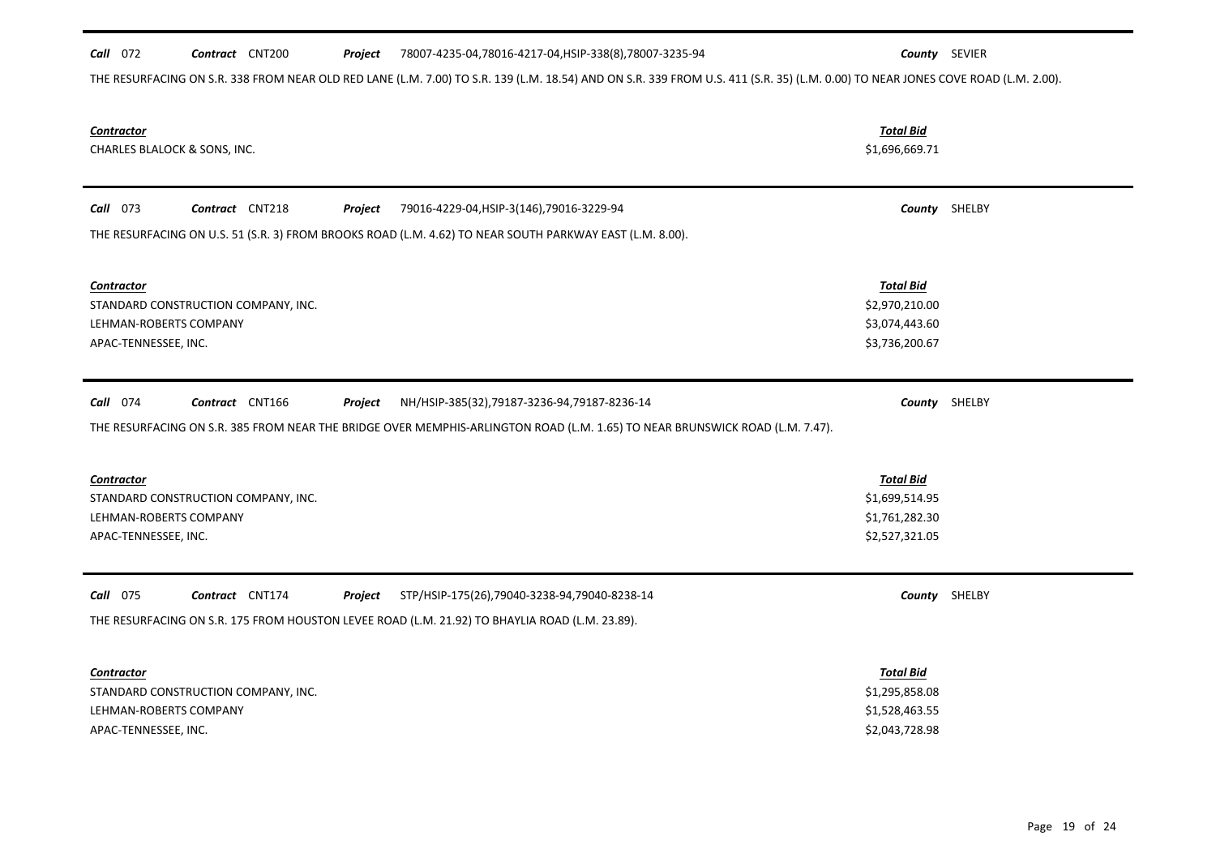**Call** 072 **Contract** CNT200 **Project** 78007-4235-04,78016-4217-04,HSIP-338(8),78007-3235-94 **County** SEVIER

THE RESURFACING ON S.R. 338 FROM NEAR OLD RED LANE (L.M. 7.00) TO S.R. 139 (L.M. 18.54) AND ON S.R. 339 FROM U.S. 411 (S.R. 35) (L.M. 0.00) TO NEAR JONES COVE ROAD (L.M. 2.00).

| Contractor | Total Bid |
|---|---|
| CHARLES BLALOCK & SONS, INC. | $1,696,669.71 |

**Call** 073 **Contract** CNT218 **Project** 79016-4229-04,HSIP-3(146),79016-3229-94 **County** SHELBY

THE RESURFACING ON U.S. 51 (S.R. 3) FROM BROOKS ROAD (L.M. 4.62) TO NEAR SOUTH PARKWAY EAST (L.M. 8.00).

| Contractor | Total Bid |
|---|---|
| STANDARD CONSTRUCTION COMPANY, INC. | $2,970,210.00 |
| LEHMAN-ROBERTS COMPANY | $3,074,443.60 |
| APAC-TENNESSEE, INC. | $3,736,200.67 |

**Call** 074 **Contract** CNT166 **Project** NH/HSIP-385(32),79187-3236-94,79187-8236-14 **County** SHELBY

THE RESURFACING ON S.R. 385 FROM NEAR THE BRIDGE OVER MEMPHIS-ARLINGTON ROAD (L.M. 1.65) TO NEAR BRUNSWICK ROAD (L.M. 7.47).

| Contractor | Total Bid |
|---|---|
| STANDARD CONSTRUCTION COMPANY, INC. | $1,699,514.95 |
| LEHMAN-ROBERTS COMPANY | $1,761,282.30 |
| APAC-TENNESSEE, INC. | $2,527,321.05 |

**Call** 075 **Contract** CNT174 **Project** STP/HSIP-175(26),79040-3238-94,79040-8238-14 **County** SHELBY

THE RESURFACING ON S.R. 175 FROM HOUSTON LEVEE ROAD (L.M. 21.92) TO BHAYLIA ROAD (L.M. 23.89).

| Contractor | Total Bid |
|---|---|
| STANDARD CONSTRUCTION COMPANY, INC. | $1,295,858.08 |
| LEHMAN-ROBERTS COMPANY | $1,528,463.55 |
| APAC-TENNESSEE, INC. | $2,043,728.98 |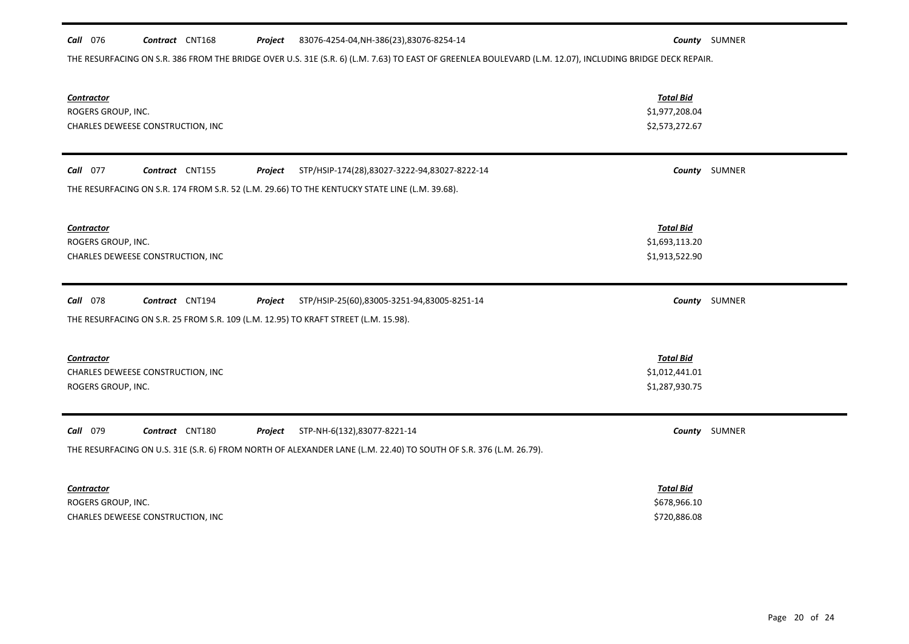**Call** 076 **Contract** CNT168 **Project** 83076-4254-04,NH-386(23),83076-8254-14 **County** SUMNER

THE RESURFACING ON S.R. 386 FROM THE BRIDGE OVER U.S. 31E (S.R. 6) (L.M. 7.63) TO EAST OF GREENLEA BOULEVARD (L.M. 12.07), INCLUDING BRIDGE DECK REPAIR.

| Contractor | Total Bid |
|---|---|
| ROGERS GROUP, INC. | $1,977,208.04 |
| CHARLES DEWEESE CONSTRUCTION, INC | $2,573,272.67 |

**Call** 077 **Contract** CNT155 **Project** STP/HSIP-174(28),83027-3222-94,83027-8222-14 **County** SUMNER

THE RESURFACING ON S.R. 174 FROM S.R. 52 (L.M. 29.66) TO THE KENTUCKY STATE LINE (L.M. 39.68).

| Contractor | Total Bid |
|---|---|
| ROGERS GROUP, INC. | $1,693,113.20 |
| CHARLES DEWEESE CONSTRUCTION, INC | $1,913,522.90 |

**Call** 078 **Contract** CNT194 **Project** STP/HSIP-25(60),83005-3251-94,83005-8251-14 **County** SUMNER

THE RESURFACING ON S.R. 25 FROM S.R. 109 (L.M. 12.95) TO KRAFT STREET (L.M. 15.98).

| Contractor | Total Bid |
|---|---|
| CHARLES DEWEESE CONSTRUCTION, INC | $1,012,441.01 |
| ROGERS GROUP, INC. | $1,287,930.75 |

**Call** 079 **Contract** CNT180 **Project** STP-NH-6(132),83077-8221-14 **County** SUMNER

THE RESURFACING ON U.S. 31E (S.R. 6) FROM NORTH OF ALEXANDER LANE (L.M. 22.40) TO SOUTH OF S.R. 376 (L.M. 26.79).

| Contractor | Total Bid |
|---|---|
| ROGERS GROUP, INC. | $678,966.10 |
| CHARLES DEWEESE CONSTRUCTION, INC | $720,886.08 |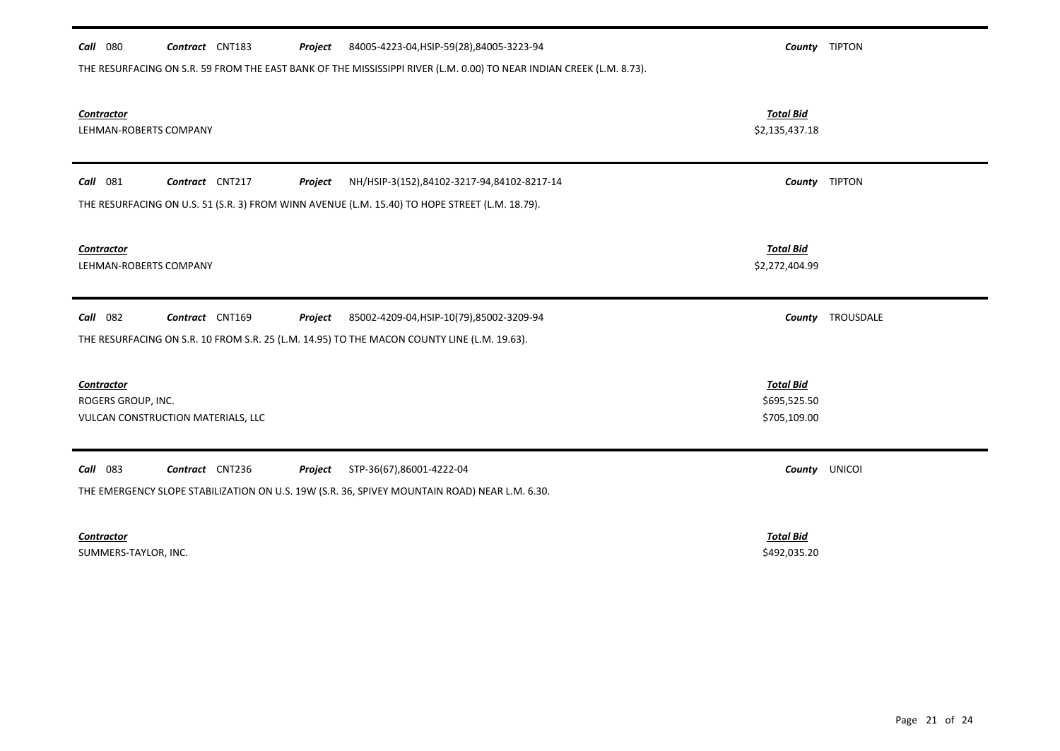**Call** 080 **Contract** CNT183 **Project** 84005-4223-04,HSIP-59(28),84005-3223-94 **County** TIPTON

THE RESURFACING ON S.R. 59 FROM THE EAST BANK OF THE MISSISSIPPI RIVER (L.M. 0.00) TO NEAR INDIAN CREEK (L.M. 8.73).

| ***Contractor*** | ***Total Bid*** |
|---|---|
| LEHMAN-ROBERTS COMPANY | $2,135,437.18 |

---

**Call** 081 **Contract** CNT217 **Project** NH/HSIP-3(152),84102-3217-94,84102-8217-14 **County** TIPTON

THE RESURFACING ON U.S. 51 (S.R. 3) FROM WINN AVENUE (L.M. 15.40) TO HOPE STREET (L.M. 18.79).

| ***Contractor*** | ***Total Bid*** |
|---|---|
| LEHMAN-ROBERTS COMPANY | $2,272,404.99 |

---

**Call** 082 **Contract** CNT169 **Project** 85002-4209-04,HSIP-10(79),85002-3209-94 **County** TROUSDALE

THE RESURFACING ON S.R. 10 FROM S.R. 25 (L.M. 14.95) TO THE MACON COUNTY LINE (L.M. 19.63).

| ***Contractor*** | ***Total Bid*** |
|---|---|
| ROGERS GROUP, INC. | $695,525.50 |
| VULCAN CONSTRUCTION MATERIALS, LLC | $705,109.00 |

---

**Call** 083 **Contract** CNT236 **Project** STP-36(67),86001-4222-04 **County** UNICOI

THE EMERGENCY SLOPE STABILIZATION ON U.S. 19W (S.R. 36, SPIVEY MOUNTAIN ROAD) NEAR L.M. 6.30.

| ***Contractor*** | ***Total Bid*** |
|---|---|
| SUMMERS-TAYLOR, INC. | $492,035.20 |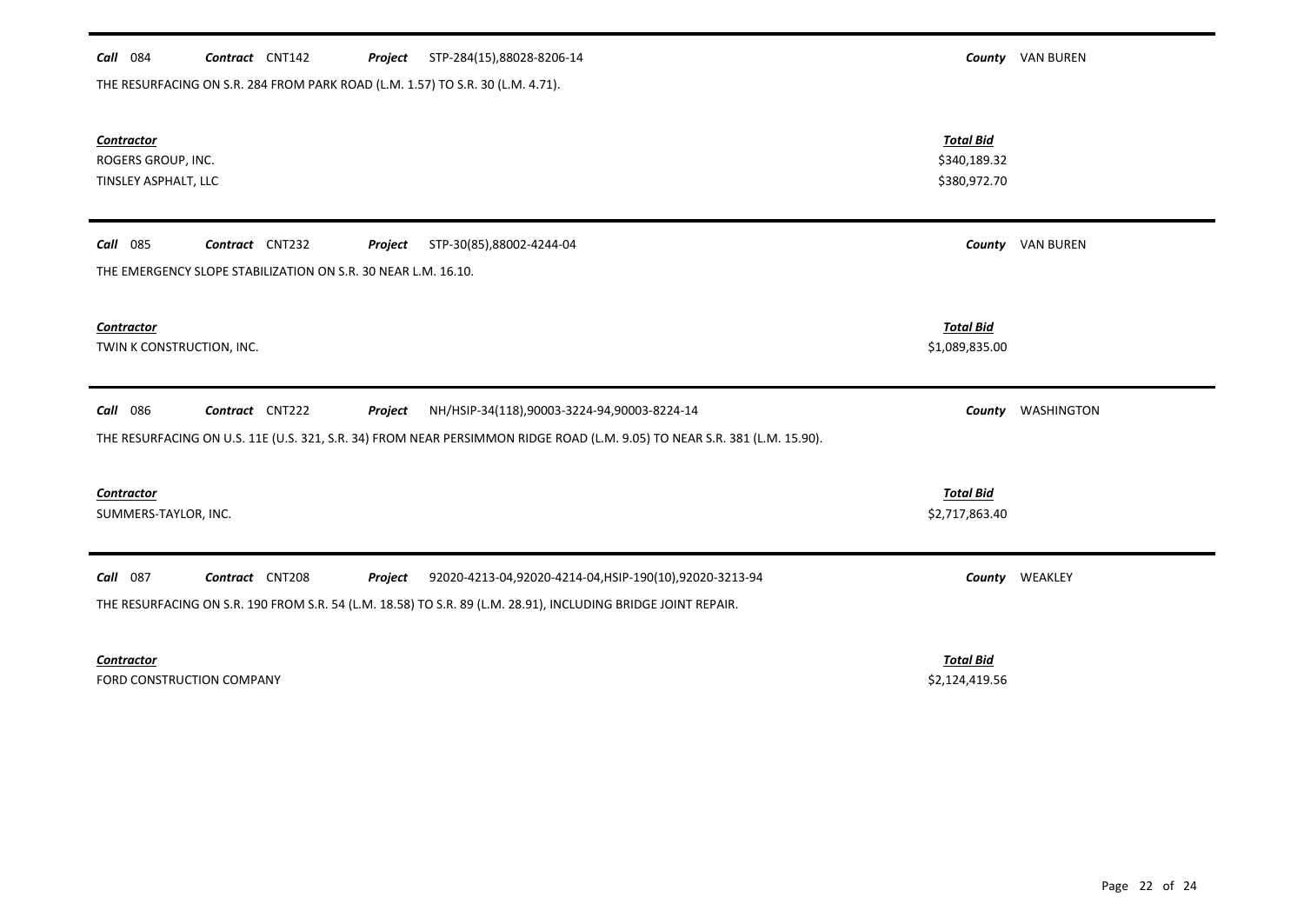**Call** 084 **Contract** CNT142 **Project** STP-284(15),88028-8206-14 **County** VAN BUREN

THE RESURFACING ON S.R. 284 FROM PARK ROAD (L.M. 1.57) TO S.R. 30 (L.M. 4.71).

| Contractor | Total Bid |
|---|---|
| ROGERS GROUP, INC. | $340,189.32 |
| TINSLEY ASPHALT, LLC | $380,972.70 |

---

**Call** 085 **Contract** CNT232 **Project** STP-30(85),88002-4244-04 **County** VAN BUREN

THE EMERGENCY SLOPE STABILIZATION ON S.R. 30 NEAR L.M. 16.10.

| Contractor | Total Bid |
|---|---|
| TWIN K CONSTRUCTION, INC. | $1,089,835.00 |

---

**Call** 086 **Contract** CNT222 **Project** NH/HSIP-34(118),90003-3224-94,90003-8224-14 **County** WASHINGTON

THE RESURFACING ON U.S. 11E (U.S. 321, S.R. 34) FROM NEAR PERSIMMON RIDGE ROAD (L.M. 9.05) TO NEAR S.R. 381 (L.M. 15.90).

| Contractor | Total Bid |
|---|---|
| SUMMERS-TAYLOR, INC. | $2,717,863.40 |

---

**Call** 087 **Contract** CNT208 **Project** 92020-4213-04,92020-4214-04,HSIP-190(10),92020-3213-94 **County** WEAKLEY

THE RESURFACING ON S.R. 190 FROM S.R. 54 (L.M. 18.58) TO S.R. 89 (L.M. 28.91), INCLUDING BRIDGE JOINT REPAIR.

| Contractor | Total Bid |
|---|---|
| FORD CONSTRUCTION COMPANY | $2,124,419.56 |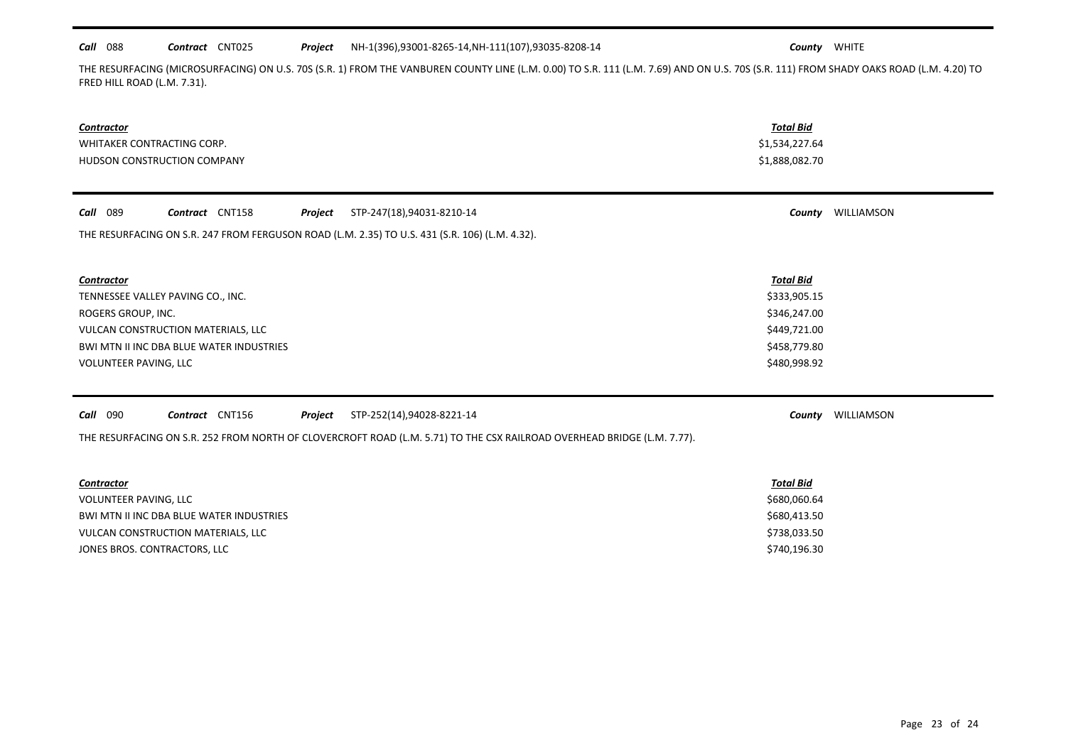**Call** 088 **Contract** CNT025 **Project** NH-1(396),93001-8265-14,NH-111(107),93035-8208-14 **County** WHITE

THE RESURFACING (MICROSURFACING) ON U.S. 70S (S.R. 1) FROM THE VANBUREN COUNTY LINE (L.M. 0.00) TO S.R. 111 (L.M. 7.69) AND ON U.S. 70S (S.R. 111) FROM SHADY OAKS ROAD (L.M. 4.20) TO FRED HILL ROAD (L.M. 7.31).

| Contractor | Total Bid |
|---|---|
| WHITAKER CONTRACTING CORP. | $1,534,227.64 |
| HUDSON CONSTRUCTION COMPANY | $1,888,082.70 |

---

**Call** 089 **Contract** CNT158 **Project** STP-247(18),94031-8210-14 **County** WILLIAMSON

THE RESURFACING ON S.R. 247 FROM FERGUSON ROAD (L.M. 2.35) TO U.S. 431 (S.R. 106) (L.M. 4.32).

| Contractor | Total Bid |
|---|---|
| TENNESSEE VALLEY PAVING CO., INC. | $333,905.15 |
| ROGERS GROUP, INC. | $346,247.00 |
| VULCAN CONSTRUCTION MATERIALS, LLC | $449,721.00 |
| BWI MTN II INC DBA BLUE WATER INDUSTRIES | $458,779.80 |
| VOLUNTEER PAVING, LLC | $480,998.92 |

---

**Call** 090 **Contract** CNT156 **Project** STP-252(14),94028-8221-14 **County** WILLIAMSON

THE RESURFACING ON S.R. 252 FROM NORTH OF CLOVERCROFT ROAD (L.M. 5.71) TO THE CSX RAILROAD OVERHEAD BRIDGE (L.M. 7.77).

| Contractor | Total Bid |
|---|---|
| VOLUNTEER PAVING, LLC | $680,060.64 |
| BWI MTN II INC DBA BLUE WATER INDUSTRIES | $680,413.50 |
| VULCAN CONSTRUCTION MATERIALS, LLC | $738,033.50 |
| JONES BROS. CONTRACTORS, LLC | $740,196.30 |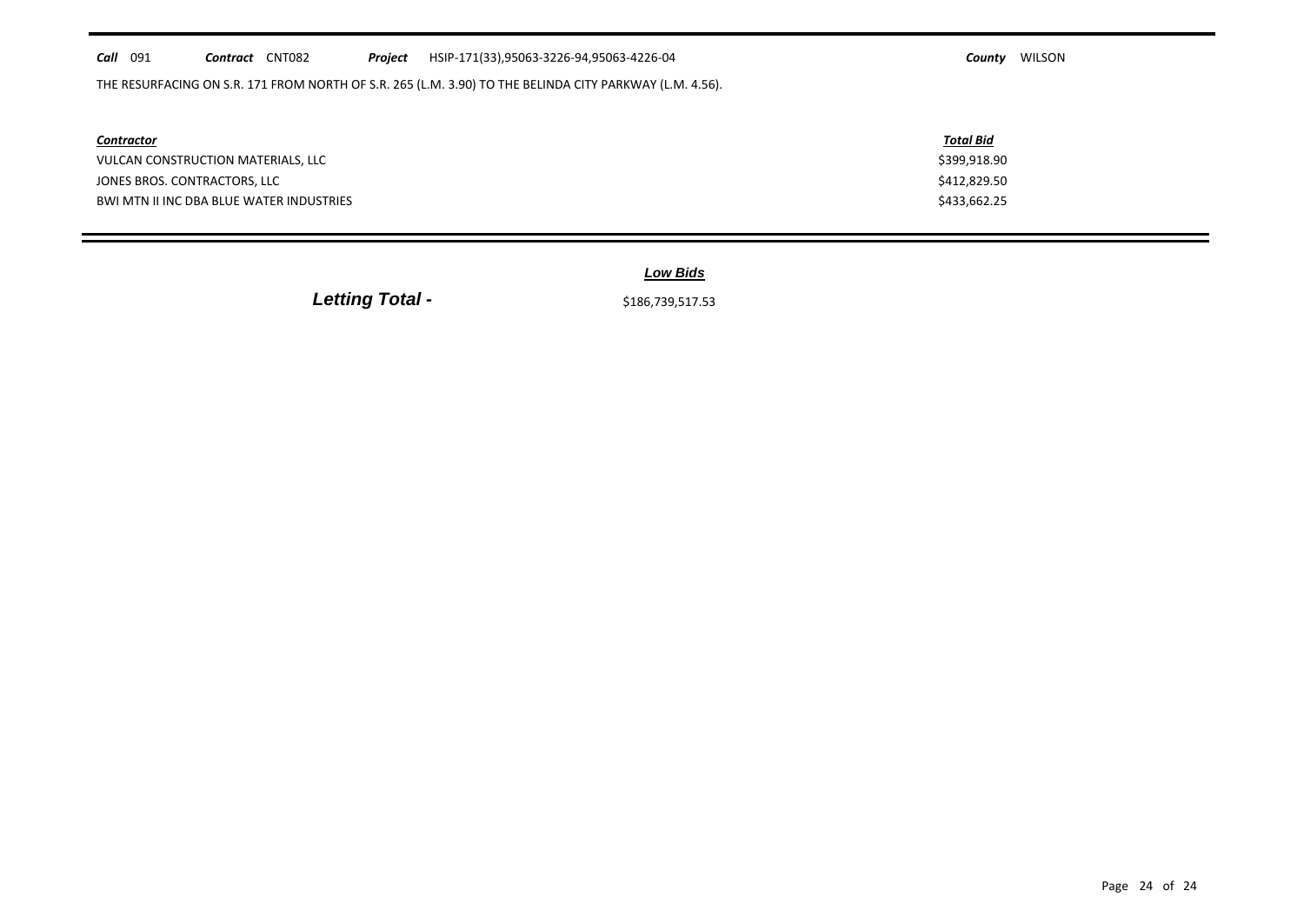**Call** 091 **Contract** CNT082 **Project** HSIP-171(33),95063-3226-94,95063-4226-04 **County** WILSON

THE RESURFACING ON S.R. 171 FROM NORTH OF S.R. 265 (L.M. 3.90) TO THE BELINDA CITY PARKWAY (L.M. 4.56).

| ***Contractor*** | ***Total Bid*** |
|---|---|
| VULCAN CONSTRUCTION MATERIALS, LLC | $399,918.90 |
| JONES BROS. CONTRACTORS, LLC | $412,829.50 |
| BWI MTN II INC DBA BLUE WATER INDUSTRIES | $433,662.25 |

***Low Bids***

***Letting Total -*** $186,739,517.53